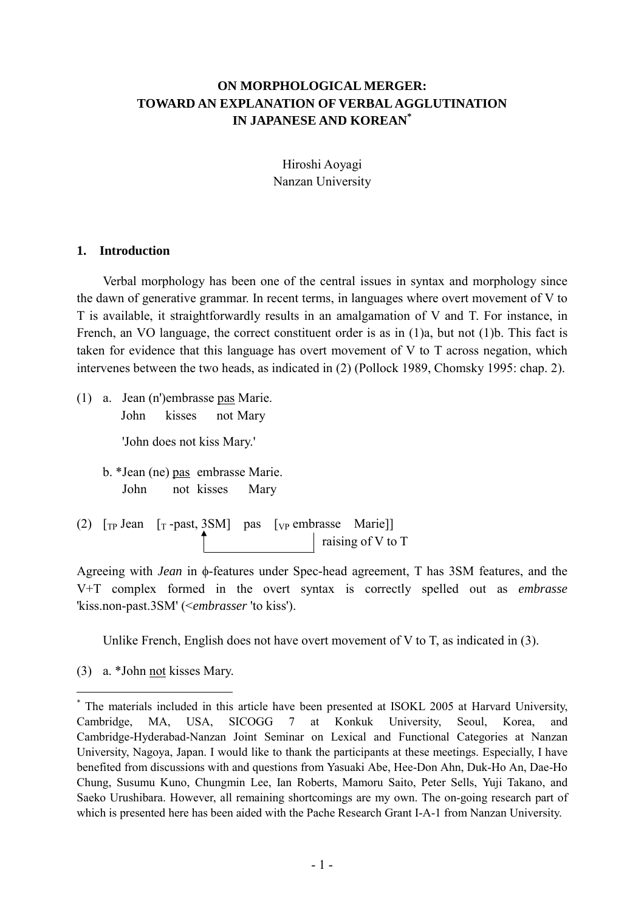# ON MORPHOLOGICAL MERGER: TOWARD AN EXPLANATION OF VERBAL AGGLUTINATION IN JAPANESE AND KOREAN*

Hiroshi Aoyagi
Nanzan University

## 1. Introduction

Verbal morphology has been one of the central issues in syntax and morphology since the dawn of generative grammar. In recent terms, in languages where overt movement of V to T is available, it straightforwardly results in an amalgamation of V and T. For instance, in French, an VO language, the correct constituent order is as in (1)a, but not (1)b. This fact is taken for evidence that this language has overt movement of V to T across negation, which intervenes between the two heads, as indicated in (2) (Pollock 1989, Chomsky 1995: chap. 2).

(1) a. Jean (n')embrasse <u>pas</u> Marie.
   John kisses not Mary

   'John does not kiss Mary.'

b. *Jean (ne) <u>pas</u> embrasse Marie.
   John not kisses Mary

(2) [$_{TP}$ Jean [$_{T}$ -past, 3SM] pas [$_{VP}$ embrasse Marie]]
   (raising of V to T)

Agreeing with *Jean* in ϕ-features under Spec-head agreement, T has 3SM features, and the V+T complex formed in the overt syntax is correctly spelled out as *embrasse* 'kiss.non-past.3SM' (<*embrasser* 'to kiss').

Unlike French, English does not have overt movement of V to T, as indicated in (3).

(3) a. *John <u>not</u> kisses Mary.

---

* The materials included in this article have been presented at ISOKL 2005 at Harvard University, Cambridge, MA, USA, SICOGG 7 at Konkuk University, Seoul, Korea, and Cambridge-Hyderabad-Nanzan Joint Seminar on Lexical and Functional Categories at Nanzan University, Nagoya, Japan. I would like to thank the participants at these meetings. Especially, I have benefited from discussions with and questions from Yasuaki Abe, Hee-Don Ahn, Duk-Ho An, Dae-Ho Chung, Susumu Kuno, Chungmin Lee, Ian Roberts, Mamoru Saito, Peter Sells, Yuji Takano, and Saeko Urushibara. However, all remaining shortcomings are my own. The on-going research part of which is presented here has been aided with the Pache Research Grant I-A-1 from Nanzan University.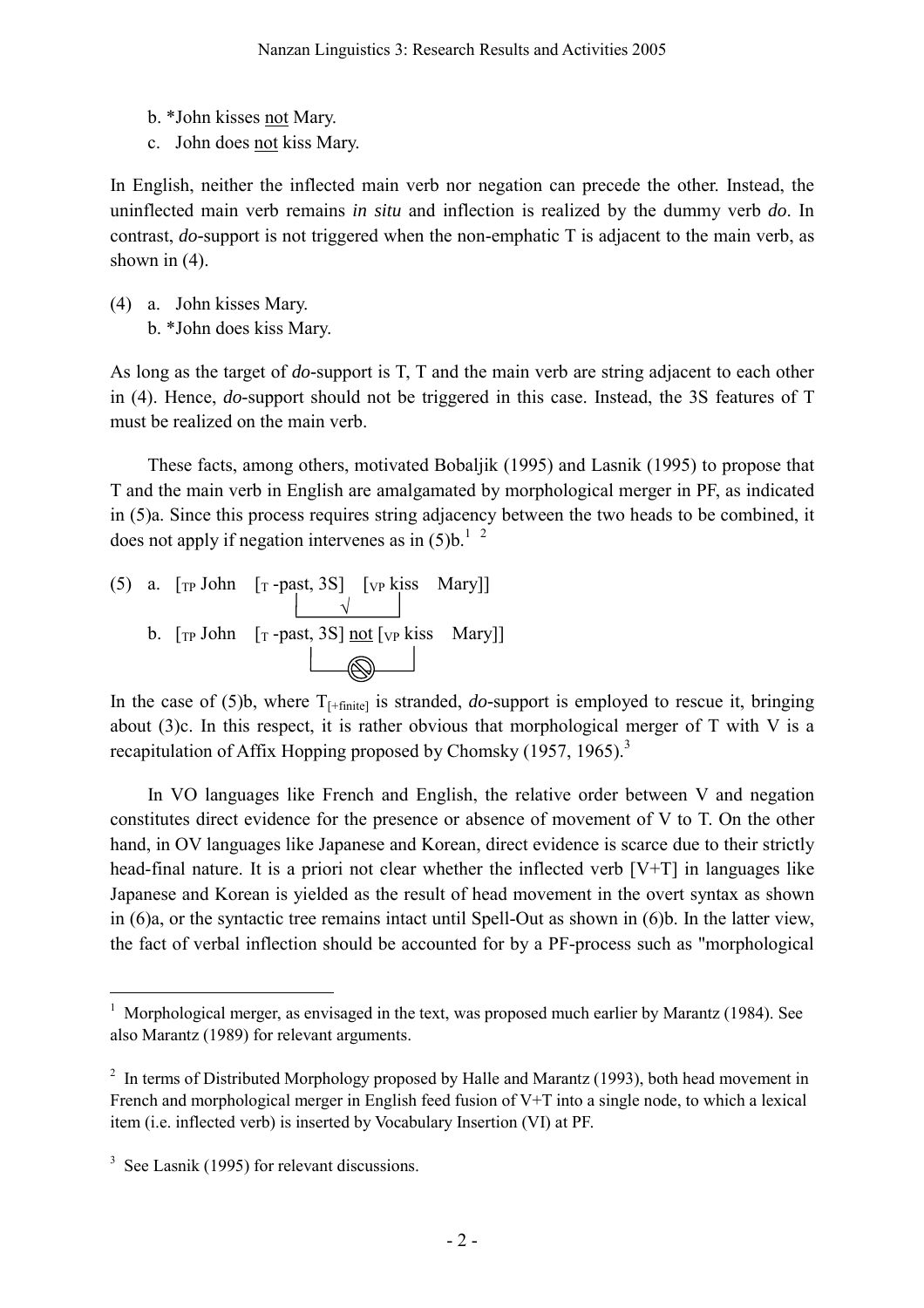b. *John kisses not Mary.

c. John does not kiss Mary.

In English, neither the inflected main verb nor negation can precede the other. Instead, the uninflected main verb remains *in situ* and inflection is realized by the dummy verb *do*. In contrast, *do*-support is not triggered when the non-emphatic T is adjacent to the main verb, as shown in (4).

(4) a. John kisses Mary.

b. *John does kiss Mary.

As long as the target of *do*-support is T, T and the main verb are string adjacent to each other in (4). Hence, *do*-support should not be triggered in this case. Instead, the 3S features of T must be realized on the main verb.

These facts, among others, motivated Bobaljik (1995) and Lasnik (1995) to propose that T and the main verb in English are amalgamated by morphological merger in PF, as indicated in (5)a. Since this process requires string adjacency between the two heads to be combined, it does not apply if negation intervenes as in (5)b.[1] [2]

(5) a. [$_{TP}$ John [$_{T}$ -past, 3S] [$_{VP}$ kiss Mary]]

  (merger of T and kiss: √)

b. [$_{TP}$ John [$_{T}$ -past, 3S] not [$_{VP}$ kiss Mary]]

  (merger of T and kiss: blocked)

In the case of (5)b, where $T_{[+finite]}$ is stranded, *do*-support is employed to rescue it, bringing about (3)c. In this respect, it is rather obvious that morphological merger of T with V is a recapitulation of Affix Hopping proposed by Chomsky (1957, 1965).[3]

In VO languages like French and English, the relative order between V and negation constitutes direct evidence for the presence or absence of movement of V to T. On the other hand, in OV languages like Japanese and Korean, direct evidence is scarce due to their strictly head-final nature. It is a priori not clear whether the inflected verb [V+T] in languages like Japanese and Korean is yielded as the result of head movement in the overt syntax as shown in (6)a, or the syntactic tree remains intact until Spell-Out as shown in (6)b. In the latter view, the fact of verbal inflection should be accounted for by a PF-process such as "morphological

---

[1] Morphological merger, as envisaged in the text, was proposed much earlier by Marantz (1984). See also Marantz (1989) for relevant arguments.

[2] In terms of Distributed Morphology proposed by Halle and Marantz (1993), both head movement in French and morphological merger in English feed fusion of V+T into a single node, to which a lexical item (i.e. inflected verb) is inserted by Vocabulary Insertion (VI) at PF.

[3] See Lasnik (1995) for relevant discussions.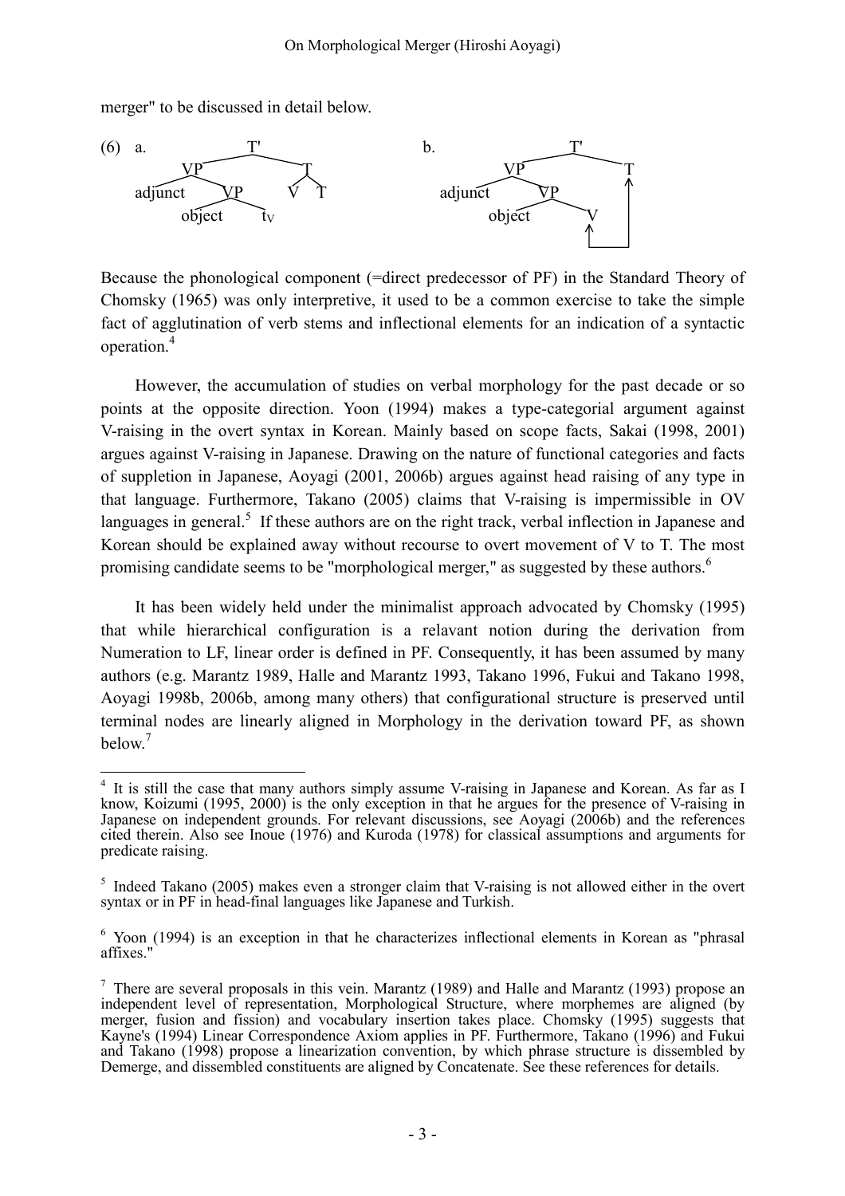merger" to be discussed in detail below.

(6) a. [tree diagram: T' dominating VP and T; VP dominating adjunct and VP; lower VP dominating object and $t_V$; T dominating V and T]

b. [tree diagram: T' dominating VP and T; VP dominating adjunct and VP; lower VP dominating object and V; arrow connecting V and T]

Because the phonological component (=direct predecessor of PF) in the Standard Theory of Chomsky (1965) was only interpretive, it used to be a common exercise to take the simple fact of agglutination of verb stems and inflectional elements for an indication of a syntactic operation.[4]

However, the accumulation of studies on verbal morphology for the past decade or so points at the opposite direction. Yoon (1994) makes a type-categorial argument against V-raising in the overt syntax in Korean. Mainly based on scope facts, Sakai (1998, 2001) argues against V-raising in Japanese. Drawing on the nature of functional categories and facts of suppletion in Japanese, Aoyagi (2001, 2006b) argues against head raising of any type in that language. Furthermore, Takano (2005) claims that V-raising is impermissible in OV languages in general.[5] If these authors are on the right track, verbal inflection in Japanese and Korean should be explained away without recourse to overt movement of V to T. The most promising candidate seems to be "morphological merger," as suggested by these authors.[6]

It has been widely held under the minimalist approach advocated by Chomsky (1995) that while hierarchical configuration is a relavant notion during the derivation from Numeration to LF, linear order is defined in PF. Consequently, it has been assumed by many authors (e.g. Marantz 1989, Halle and Marantz 1993, Takano 1996, Fukui and Takano 1998, Aoyagi 1998b, 2006b, among many others) that configurational structure is preserved until terminal nodes are linearly aligned in Morphology in the derivation toward PF, as shown below.[7]

---

[4] It is still the case that many authors simply assume V-raising in Japanese and Korean. As far as I know, Koizumi (1995, 2000) is the only exception in that he argues for the presence of V-raising in Japanese on independent grounds. For relevant discussions, see Aoyagi (2006b) and the references cited therein. Also see Inoue (1976) and Kuroda (1978) for classical assumptions and arguments for predicate raising.

[5] Indeed Takano (2005) makes even a stronger claim that V-raising is not allowed either in the overt syntax or in PF in head-final languages like Japanese and Turkish.

[6] Yoon (1994) is an exception in that he characterizes inflectional elements in Korean as "phrasal affixes."

[7] There are several proposals in this vein. Marantz (1989) and Halle and Marantz (1993) propose an independent level of representation, Morphological Structure, where morphemes are aligned (by merger, fusion and fission) and vocabulary insertion takes place. Chomsky (1995) suggests that Kayne's (1994) Linear Correspondence Axiom applies in PF. Furthermore, Takano (1996) and Fukui and Takano (1998) propose a linearization convention, by which phrase structure is dissembled by Demerge, and dissembled constituents are aligned by Concatenate. See these references for details.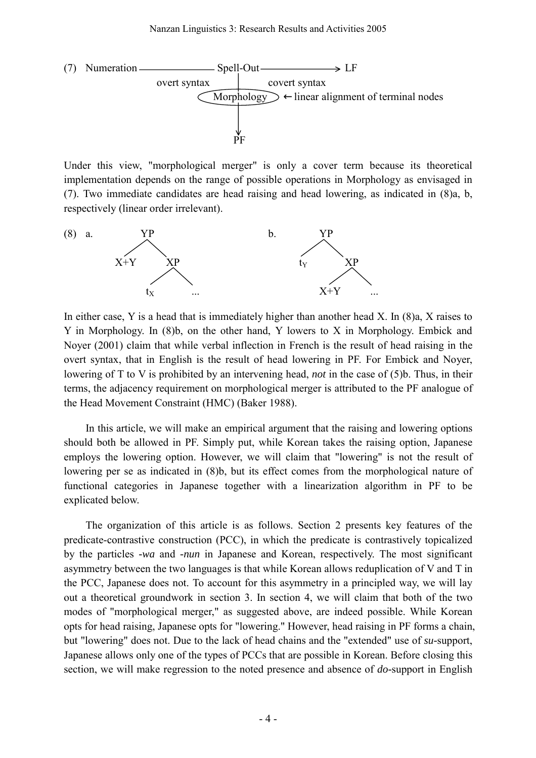(7) Numeration ——————— Spell-Out ———————→ LF

```
(7)  Numeration ——————— Spell-Out ———————→ LF
              overt syntax   |    covert syntax
                        ( Morphology ) ← linear alignment of terminal nodes
                             |
                             ↓
                             PF
```

Under this view, "morphological merger" is only a cover term because its theoretical implementation depends on the range of possible operations in Morphology as envisaged in (7). Two immediate candidates are head raising and head lowering, as indicated in (8)a, b, respectively (linear order irrelevant).

```
(8)  a.        YP                  b.        YP
             /    \                        /    \
          X+Y      XP                    t_Y     XP
                  /   \                         /   \
                t_X    ...                   X+Y     ...
```

In either case, Y is a head that is immediately higher than another head X. In (8)a, X raises to Y in Morphology. In (8)b, on the other hand, Y lowers to X in Morphology. Embick and Noyer (2001) claim that while verbal inflection in French is the result of head raising in the overt syntax, that in English is the result of head lowering in PF. For Embick and Noyer, lowering of T to V is prohibited by an intervening head, *not* in the case of (5)b. Thus, in their terms, the adjacency requirement on morphological merger is attributed to the PF analogue of the Head Movement Constraint (HMC) (Baker 1988).

In this article, we will make an empirical argument that the raising and lowering options should both be allowed in PF. Simply put, while Korean takes the raising option, Japanese employs the lowering option. However, we will claim that "lowering" is not the result of lowering per se as indicated in (8)b, but its effect comes from the morphological nature of functional categories in Japanese together with a linearization algorithm in PF to be explicated below.

The organization of this article is as follows. Section 2 presents key features of the predicate-contrastive construction (PCC), in which the predicate is contrastively topicalized by the particles -*wa* and -*nun* in Japanese and Korean, respectively. The most significant asymmetry between the two languages is that while Korean allows reduplication of V and T in the PCC, Japanese does not. To account for this asymmetry in a principled way, we will lay out a theoretical groundwork in section 3. In section 4, we will claim that both of the two modes of "morphological merger," as suggested above, are indeed possible. While Korean opts for head raising, Japanese opts for "lowering." However, head raising in PF forms a chain, but "lowering" does not. Due to the lack of head chains and the "extended" use of *su*-support, Japanese allows only one of the types of PCCs that are possible in Korean. Before closing this section, we will make regression to the noted presence and absence of *do*-support in English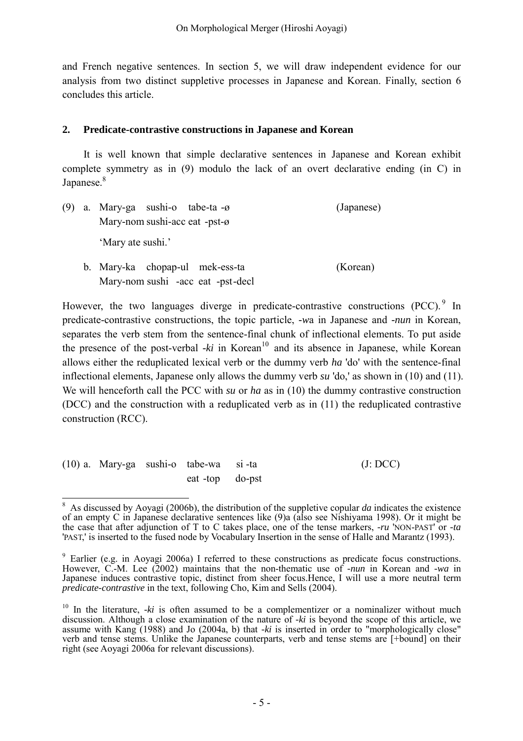and French negative sentences. In section 5, we will draw independent evidence for our analysis from two distinct suppletive processes in Japanese and Korean. Finally, section 6 concludes this article.

## 2. Predicate-contrastive constructions in Japanese and Korean

It is well known that simple declarative sentences in Japanese and Korean exhibit complete symmetry as in (9) modulo the lack of an overt declarative ending (in C) in Japanese.[8]

(9) a. Mary-ga sushi-o tabe-ta -ø (Japanese)
   Mary-nom sushi-acc eat -pst-ø
   'Mary ate sushi.'

b. Mary-ka chopap-ul mek-ess-ta (Korean)
   Mary-nom sushi -acc eat -pst-decl

However, the two languages diverge in predicate-contrastive constructions (PCC).[9] In predicate-contrastive constructions, the topic particle, *-wa* in Japanese and *-nun* in Korean, separates the verb stem from the sentence-final chunk of inflectional elements. To put aside the presence of the post-verbal *-ki* in Korean[10] and its absence in Japanese, while Korean allows either the reduplicated lexical verb or the dummy verb *ha* 'do' with the sentence-final inflectional elements, Japanese only allows the dummy verb *su* 'do,' as shown in (10) and (11). We will henceforth call the PCC with *su* or *ha* as in (10) the dummy contrastive construction (DCC) and the construction with a reduplicated verb as in (11) the reduplicated contrastive construction (RCC).

(10) a. Mary-ga sushi-o tabe-wa si -ta (J: DCC)
   eat -top do-pst

---

[8] As discussed by Aoyagi (2006b), the distribution of the suppletive copular *da* indicates the existence of an empty C in Japanese declarative sentences like (9)a (also see Nishiyama 1998). Or it might be the case that after adjunction of T to C takes place, one of the tense markers, *-ru* 'NON-PAST' or *-ta* 'PAST,' is inserted to the fused node by Vocabulary Insertion in the sense of Halle and Marantz (1993).

[9] Earlier (e.g. in Aoyagi 2006a) I referred to these constructions as predicate focus constructions. However, C.-M. Lee (2002) maintains that the non-thematic use of *-nun* in Korean and *-wa* in Japanese induces contrastive topic, distinct from sheer focus.Hence, I will use a more neutral term *predicate-contrastive* in the text, following Cho, Kim and Sells (2004).

[10] In the literature, *-ki* is often assumed to be a complementizer or a nominalizer without much discussion. Although a close examination of the nature of *-ki* is beyond the scope of this article, we assume with Kang (1988) and Jo (2004a, b) that *-ki* is inserted in order to "morphologically close" verb and tense stems. Unlike the Japanese counterparts, verb and tense stems are [+bound] on their right (see Aoyagi 2006a for relevant discussions).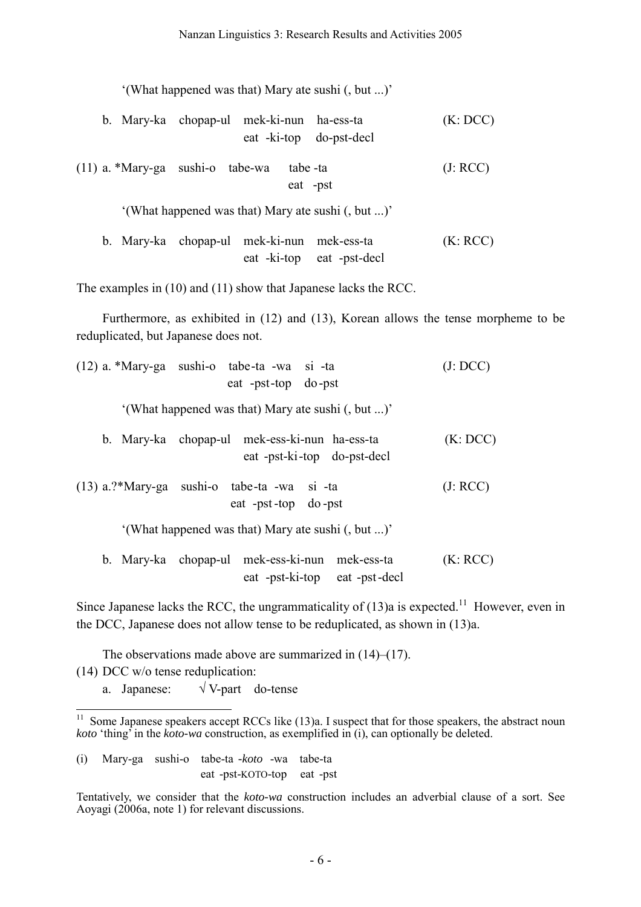'(What happened was that) Mary ate sushi (, but ...)'

b. Mary-ka chopap-ul mek-ki-nun ha-ess-ta (K: DCC)
   eat -ki-top do-pst-decl

(11) a. *Mary-ga sushi-o tabe-wa tabe -ta (J: RCC)
   eat -pst

'(What happened was that) Mary ate sushi (, but ...)'

b. Mary-ka chopap-ul mek-ki-nun mek-ess-ta (K: RCC)
   eat -ki-top eat -pst-decl

The examples in (10) and (11) show that Japanese lacks the RCC.

Furthermore, as exhibited in (12) and (13), Korean allows the tense morpheme to be reduplicated, but Japanese does not.

(12) a. *Mary-ga sushi-o tabe-ta -wa si -ta (J: DCC)
   eat -pst-top do-pst

'(What happened was that) Mary ate sushi (, but ...)'

b. Mary-ka chopap-ul mek-ess-ki-nun ha-ess-ta (K: DCC)
   eat -pst-ki-top do-pst-decl

(13) a.?*Mary-ga sushi-o tabe-ta -wa si -ta (J: RCC)
   eat -pst-top do-pst

'(What happened was that) Mary ate sushi (, but ...)'

b. Mary-ka chopap-ul mek-ess-ki-nun mek-ess-ta (K: RCC)
   eat -pst-ki-top eat -pst-decl

Since Japanese lacks the RCC, the ungrammaticality of (13)a is expected.[11] However, even in the DCC, Japanese does not allow tense to be reduplicated, as shown in (13)a.

The observations made above are summarized in (14)–(17).

(14) DCC w/o tense reduplication:

a. Japanese: √ V-part do-tense

---

[11] Some Japanese speakers accept RCCs like (13)a. I suspect that for those speakers, the abstract noun *koto* 'thing' in the *koto-wa* construction, as exemplified in (i), can optionally be deleted.

(i) Mary-ga sushi-o tabe-ta -*koto* -wa tabe-ta
   eat -pst-KOTO-top eat -pst

Tentatively, we consider that the *koto-wa* construction includes an adverbial clause of a sort. See Aoyagi (2006a, note 1) for relevant discussions.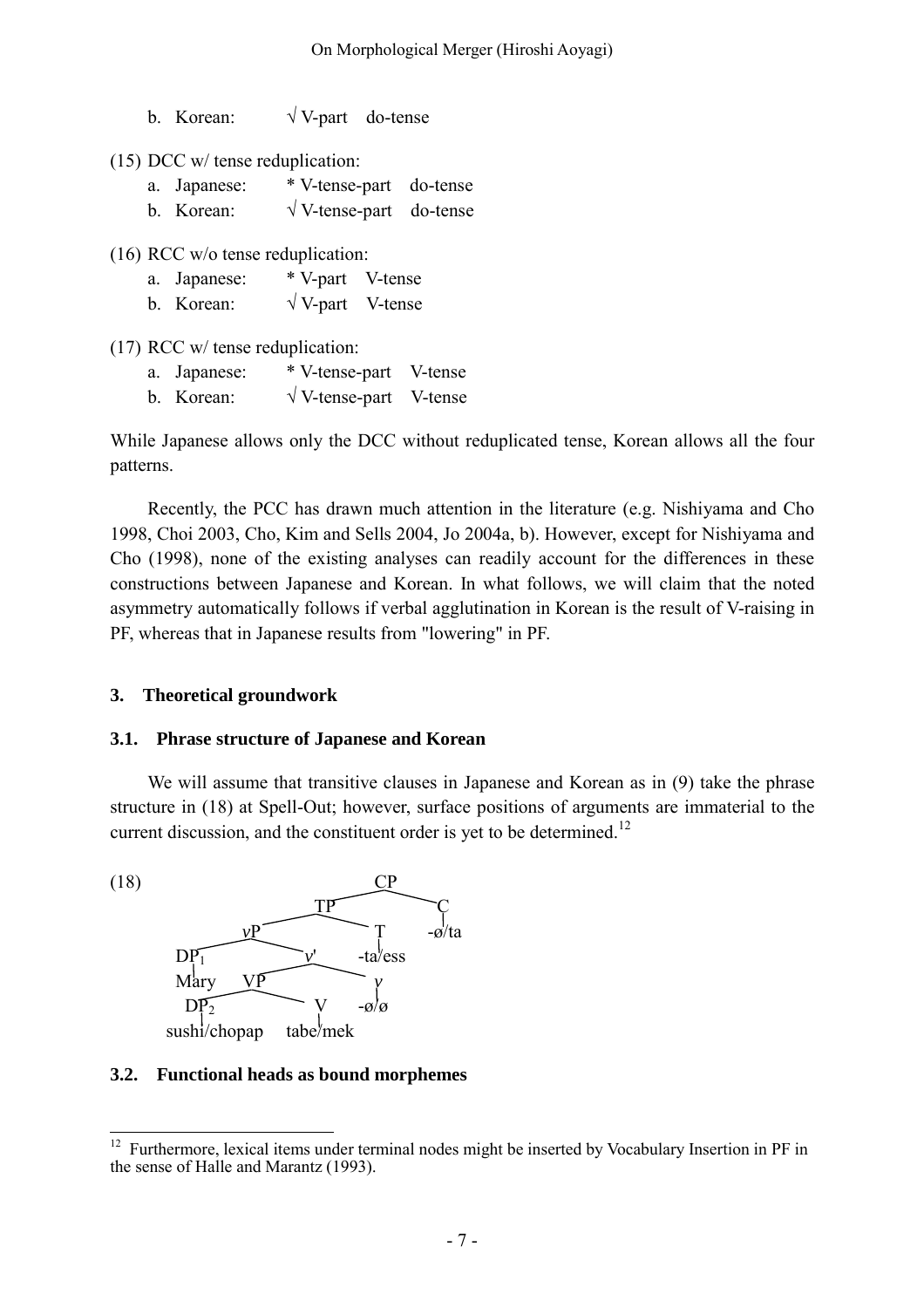b. Korean: √ V-part do-tense

(15) DCC w/ tense reduplication:

a. Japanese: * V-tense-part do-tense

b. Korean: √ V-tense-part do-tense

(16) RCC w/o tense reduplication:

a. Japanese: * V-part V-tense

b. Korean: √ V-part V-tense

(17) RCC w/ tense reduplication:

a. Japanese: * V-tense-part V-tense

b. Korean: √ V-tense-part V-tense

While Japanese allows only the DCC without reduplicated tense, Korean allows all the four patterns.

Recently, the PCC has drawn much attention in the literature (e.g. Nishiyama and Cho 1998, Choi 2003, Cho, Kim and Sells 2004, Jo 2004a, b). However, except for Nishiyama and Cho (1998), none of the existing analyses can readily account for the differences in these constructions between Japanese and Korean. In what follows, we will claim that the noted asymmetry automatically follows if verbal agglutination in Korean is the result of V-raising in PF, whereas that in Japanese results from "lowering" in PF.

## 3. Theoretical groundwork

### 3.1. Phrase structure of Japanese and Korean

We will assume that transitive clauses in Japanese and Korean as in (9) take the phrase structure in (18) at Spell-Out; however, surface positions of arguments are immaterial to the current discussion, and the constituent order is yet to be determined.[12]

(18)

```
                         CP
                    /         \
                  TP            C
               /      \         |
             vP         T     -ø/ta
           /    \       |
        DP1      v'   -ta/ess
         |      /  \
       Mary   VP     v
             /  \    |
          DP2    V  -ø/ø
           |     |
   sushi/chopap tabe/mek
```

### 3.2. Functional heads as bound morphemes

[12] Furthermore, lexical items under terminal nodes might be inserted by Vocabulary Insertion in PF in the sense of Halle and Marantz (1993).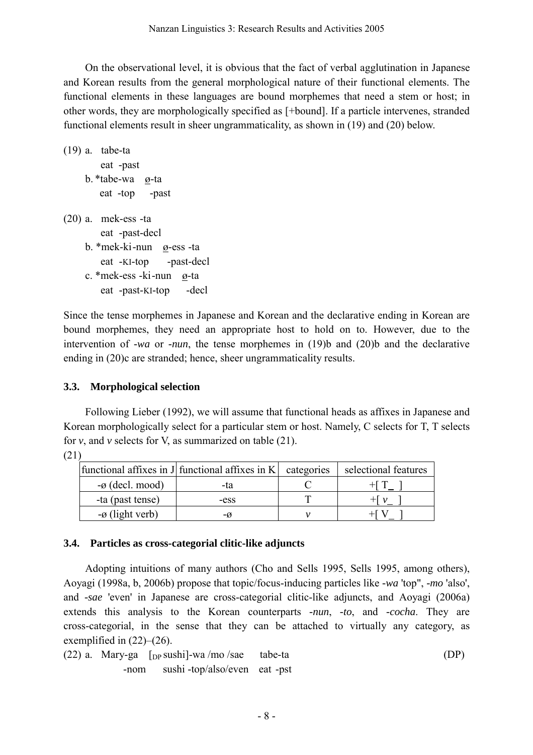On the observational level, it is obvious that the fact of verbal agglutination in Japanese and Korean results from the general morphological nature of their functional elements. The functional elements in these languages are bound morphemes that need a stem or host; in other words, they are morphologically specified as [+bound]. If a particle intervenes, stranded functional elements result in sheer ungrammaticality, as shown in (19) and (20) below.

(19) a. tabe-ta
   eat -past
  b. *tabe-wa ø-ta
   eat -top -past

(20) a. mek-ess -ta
   eat -past-decl
  b. *mek-ki-nun ø-ess -ta
   eat -KI-top -past-decl
  c. *mek-ess -ki-nun ø-ta
   eat -past-KI-top -decl

Since the tense morphemes in Japanese and Korean and the declarative ending in Korean are bound morphemes, they need an appropriate host to hold on to. However, due to the intervention of *-wa* or *-nun*, the tense morphemes in (19)b and (20)b and the declarative ending in (20)c are stranded; hence, sheer ungrammaticality results.

### 3.3. Morphological selection

Following Lieber (1992), we will assume that functional heads as affixes in Japanese and Korean morphologically select for a particular stem or host. Namely, C selects for T, T selects for *v*, and *v* selects for V, as summarized on table (21).

(21)

| functional affixes in J | functional affixes in K | categories | selectional features |
|---|---|---|---|
| -ø (decl. mood) | -ta | C | +[ T_ ] |
| -ta (past tense) | -ess | T | +[ *v*_ ] |
| -ø (light verb) | -ø | *v* | +[ V_ ] |

### 3.4. Particles as cross-categorial clitic-like adjuncts

Adopting intuitions of many authors (Cho and Sells 1995, Sells 1995, among others), Aoyagi (1998a, b, 2006b) propose that topic/focus-inducing particles like *-wa* 'top'', *-mo* 'also', and *-sae* 'even' in Japanese are cross-categorial clitic-like adjuncts, and Aoyagi (2006a) extends this analysis to the Korean counterparts *-nun*, *-to*, and *-cocha*. They are cross-categorial, in the sense that they can be attached to virtually any category, as exemplified in (22)–(26).

(22) a. Mary-ga [$_{DP}$ sushi]-wa /mo /sae tabe-ta (DP)
   -nom sushi -top/also/even eat -pst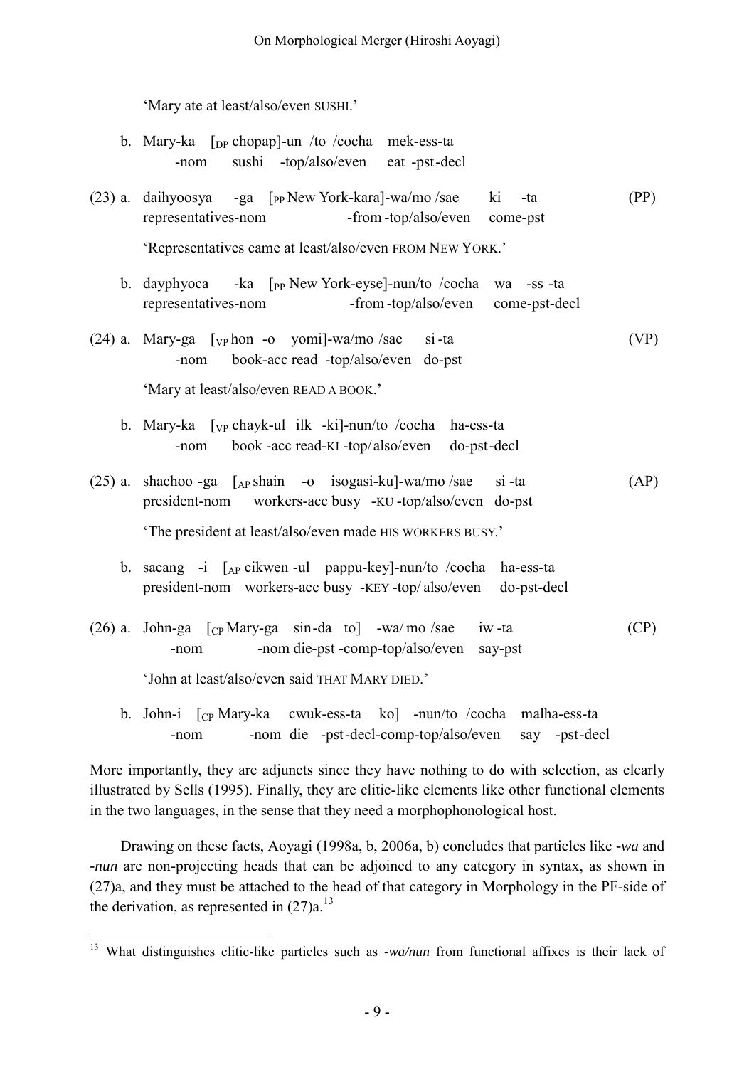'Mary ate at least/also/even SUSHI.'

b. Mary-ka [$_{DP}$ chopap]-un /to /cocha mek-ess-ta
   -nom sushi -top/also/even eat -pst-decl

(23) a. daihyoosya -ga [$_{PP}$ New York-kara]-wa/mo /sae ki -ta (PP)
   representatives-nom -from -top/also/even come-pst

   'Representatives came at least/also/even FROM NEW YORK.'

b. dayphyoca -ka [$_{PP}$ New York-eyse]-nun/to /cocha wa -ss -ta
   representatives-nom -from -top/also/even come-pst-decl

(24) a. Mary-ga [$_{VP}$ hon -o yomi]-wa/mo /sae si -ta (VP)
   -nom book-acc read -top/also/even do-pst

   'Mary at least/also/even READ A BOOK.'

b. Mary-ka [$_{VP}$ chayk-ul ilk -ki]-nun/to /cocha ha-ess-ta
   -nom book -acc read-KI -top/also/even do-pst-decl

(25) a. shachoo -ga [$_{AP}$ shain -o isogasi-ku]-wa/mo /sae si -ta (AP)
   president-nom workers-acc busy -KU -top/also/even do-pst

   'The president at least/also/even made HIS WORKERS BUSY.'

b. sacang -i [$_{AP}$ cikwen -ul pappu-key]-nun/to /cocha ha-ess-ta
   president-nom workers-acc busy -KEY -top/ also/even do-pst-decl

(26) a. John-ga [$_{CP}$ Mary-ga sin-da to] -wa/ mo /sae iw -ta (CP)
   -nom -nom die-pst -comp-top/also/even say-pst

   'John at least/also/even said THAT MARY DIED.'

b. John-i [$_{CP}$ Mary-ka cwuk-ess-ta ko] -nun/to /cocha malha-ess-ta
   -nom -nom die -pst-decl-comp-top/also/even say -pst-decl

More importantly, they are adjuncts since they have nothing to do with selection, as clearly illustrated by Sells (1995). Finally, they are clitic-like elements like other functional elements in the two languages, in the sense that they need a morphophonological host.

Drawing on these facts, Aoyagi (1998a, b, 2006a, b) concludes that particles like *-wa* and *-nun* are non-projecting heads that can be adjoined to any category in syntax, as shown in (27)a, and they must be attached to the head of that category in Morphology in the PF-side of the derivation, as represented in (27)a.[13]

[13] What distinguishes clitic-like particles such as *-wa/nun* from functional affixes is their lack of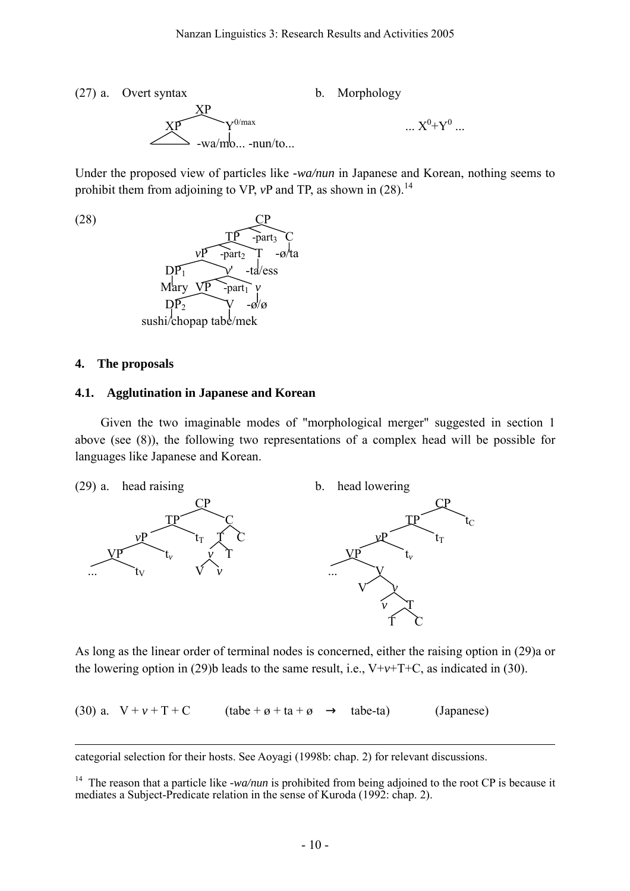(27) a. Overt syntax

```
          XP
        /    \
      XP      Y^0/max
     /__\      |
            -wa/mo... -nun/to...
```

b. Morphology

... $X^0$+$Y^0$ ...

Under the proposed view of particles like *-wa/nun* in Japanese and Korean, nothing seems to prohibit them from adjoining to VP, *v*P and TP, as shown in (28).[14]

(28)

```
                          CP
                       /      \
                     TP  -part3  C
                   /    \         |
                 vP  -part2  T   -ø/ta
               /    \        |
            DP1      v'    -ta/ess
             |     /    \
           Mary  VP  -part1  v
                /   \         |
              DP2    V      -ø/ø
               |     |
        sushi/chopap tabe/mek
```

## 4. The proposals

### 4.1. Agglutination in Japanese and Korean

Given the two imaginable modes of "morphological merger" suggested in section 1 above (see (8)), the following two representations of a complex head will be possible for languages like Japanese and Korean.

(29) a. head raising

```
              CP
            /    \
          TP       C
        /    \    /  \
      vP     tT  T    C
    /    \      /  \
  VP     tv    v    T
 /  \         / \
...  tV      V   v
```

b. head lowering

```
                 CP
               /    \
             TP      tC
           /    \
         vP      tT
       /    \
     VP      tv
    /  \
  ...   V
       /  \
      V    v
          /  \
         v    T
             /  \
            T    C
```

As long as the linear order of terminal nodes is concerned, either the raising option in (29)a or the lowering option in (29)b leads to the same result, i.e., V+*v*+T+C, as indicated in (30).

(30) a. V + *v* + T + C (tabe + ø + ta + ø → tabe-ta) (Japanese)

---

categorial selection for their hosts. See Aoyagi (1998b: chap. 2) for relevant discussions.

[14] The reason that a particle like *-wa/nun* is prohibited from being adjoined to the root CP is because it mediates a Subject-Predicate relation in the sense of Kuroda (1992: chap. 2).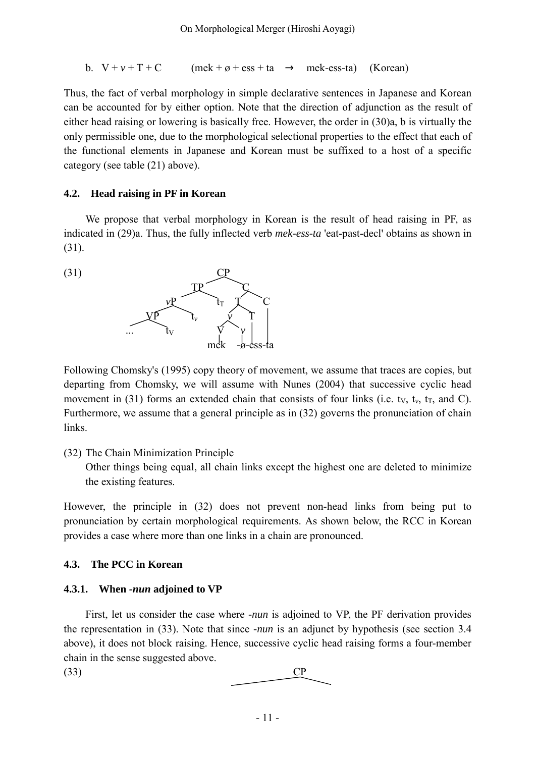b. V + *v* + T + C (mek + ø + ess + ta → mek-ess-ta) (Korean)

Thus, the fact of verbal morphology in simple declarative sentences in Japanese and Korean can be accounted for by either option. Note that the direction of adjunction as the result of either head raising or lowering is basically free. However, the order in (30)a, b is virtually the only permissible one, due to the morphological selectional properties to the effect that each of the functional elements in Japanese and Korean must be suffixed to a host of a specific category (see table (21) above).

### 4.2. Head raising in PF in Korean

We propose that verbal morphology in Korean is the result of head raising in PF, as indicated in (29)a. Thus, the fully inflected verb *mek-ess-ta* 'eat-past-decl' obtains as shown in (31).

(31) [CP [TP [*v*P [VP ... $t_V$] $t_v$] $t_T$] [C [T [*v* [V mek] [*v* -ø]] [T -ess]] [C -ta]]]

Following Chomsky's (1995) copy theory of movement, we assume that traces are copies, but departing from Chomsky, we will assume with Nunes (2004) that successive cyclic head movement in (31) forms an extended chain that consists of four links (i.e. $t_V$, $t_v$, $t_T$, and C). Furthermore, we assume that a general principle as in (32) governs the pronunciation of chain links.

(32) The Chain Minimization Principle
Other things being equal, all chain links except the highest one are deleted to minimize the existing features.

However, the principle in (32) does not prevent non-head links from being put to pronunciation by certain morphological requirements. As shown below, the RCC in Korean provides a case where more than one links in a chain are pronounced.

### 4.3. The PCC in Korean

#### 4.3.1. When *-nun* adjoined to VP

First, let us consider the case where *-nun* is adjoined to VP, the PF derivation provides the representation in (33). Note that since *-nun* is an adjunct by hypothesis (see section 3.4 above), it does not block raising. Hence, successive cyclic head raising forms a four-member chain in the sense suggested above.

(33) CP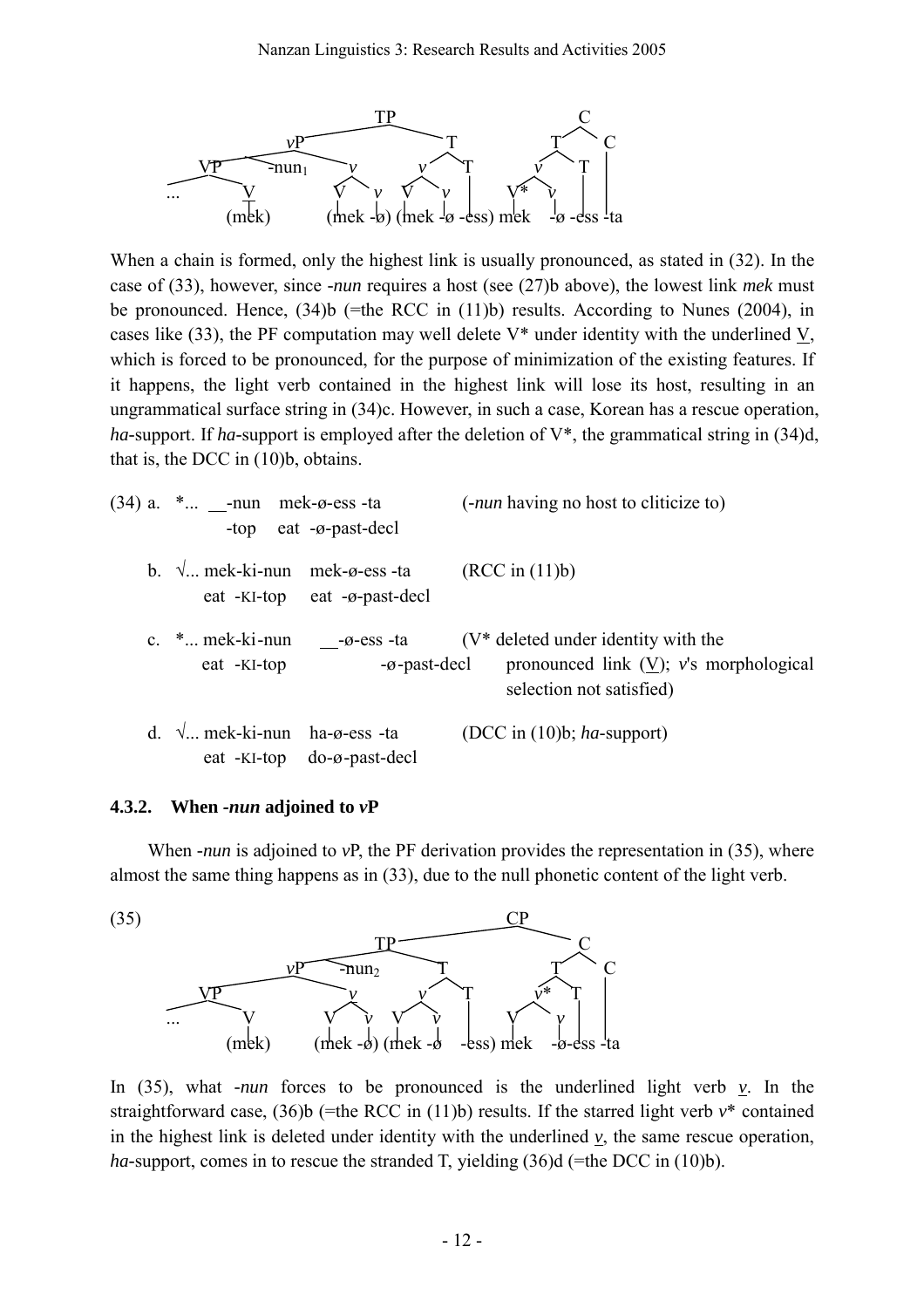```
                                TP                        C
                    vP                    T           T       C
        VP      -nun1       v        v        T    v     T    |
   ...      V          V      v  V     v  |   V*   v  |     |
          (mek)       (mek -ø) (mek -ø -ess) mek  -ø -ess -ta
```

When a chain is formed, only the highest link is usually pronounced, as stated in (32). In the case of (33), however, since *-nun* requires a host (see (27)b above), the lowest link *mek* must be pronounced. Hence, (34)b (=the RCC in (11)b) results. According to Nunes (2004), in cases like (33), the PF computation may well delete V* under identity with the underlined V, which is forced to be pronounced, for the purpose of minimization of the existing features. If it happens, the light verb contained in the highest link will lose its host, resulting in an ungrammatical surface string in (34)c. However, in such a case, Korean has a rescue operation, *ha*-support. If *ha*-support is employed after the deletion of V*, the grammatical string in (34)d, that is, the DCC in (10)b, obtains.

(34) a. \*... __-nun mek-ø-ess -ta (*-nun* having no host to cliticize to)
 -top eat -ø-past-decl

b. √... mek-ki-nun mek-ø-ess -ta (RCC in (11)b)
 eat -KI-top eat -ø-past-decl

c. \*... mek-ki-nun __-ø-ess -ta (V* deleted under identity with the pronounced link (V); *v*'s morphological selection not satisfied)
 eat -KI-top -ø-past-decl

d. √... mek-ki-nun ha-ø-ess -ta (DCC in (10)b; *ha*-support)
 eat -KI-top do-ø-past-decl

#### 4.3.2. When *-nun* adjoined to *v*P

When *-nun* is adjoined to *v*P, the PF derivation provides the representation in (35), where almost the same thing happens as in (33), due to the null phonetic content of the light verb.

(35)

```
                                              CP
                                TP                        C
                    vP     -nun2         T           T       C
        VP                 v        v        T    v*     T    |
   ...      V          V      v  V     v  |   V    v  |     |
          (mek)       (mek -ø) (mek -ø   -ess) mek  -ø-ess -ta
```

In (35), what *-nun* forces to be pronounced is the underlined light verb *v*. In the straightforward case, (36)b (=the RCC in (11)b) results. If the starred light verb *v*\* contained in the highest link is deleted under identity with the underlined *v*, the same rescue operation, *ha*-support, comes in to rescue the stranded T, yielding (36)d (=the DCC in (10)b).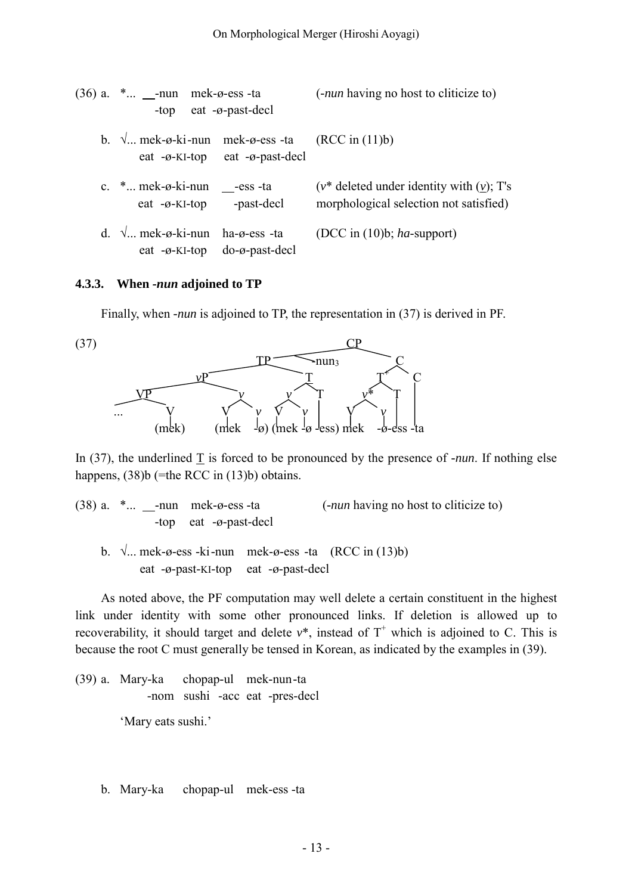(36) a. \*... \_\_-nun mek-ø-ess -ta (-*nun* having no host to cliticize to)
-top eat -ø-past-decl

b. √... mek-ø-ki-nun mek-ø-ess -ta (RCC in (11)b)
eat -ø-KI-top eat -ø-past-decl

c. \*... mek-ø-ki-nun \_\_-ess -ta (*v*\* deleted under identity with (*v*); T's morphological selection not satisfied)
eat -ø-KI-top -past-decl

d. √... mek-ø-ki-nun ha-ø-ess -ta (DCC in (10)b; *ha*-support)
eat -ø-KI-top do-ø-past-decl

### 4.3.3. When -*nun* adjoined to TP

Finally, when -*nun* is adjoined to TP, the representation in (37) is derived in PF.

(37)

```
                                          CP
                          TP ------ -nun3        C
            vP                    T          T+      C
     VP           v            v     T     v*    T   |
...      V      V    v       V   v   |    V   v  |   |
       (mek)  (mek  -ø)     (mek -ø -ess) mek  -ø-ess -ta
```

In (37), the underlined T is forced to be pronounced by the presence of -*nun*. If nothing else happens, (38)b (=the RCC in (13)b) obtains.

(38) a. \*... \_\_-nun mek-ø-ess -ta (-*nun* having no host to cliticize to)
-top eat -ø-past-decl

b. √... mek-ø-ess -ki-nun mek-ø-ess -ta (RCC in (13)b)
eat -ø-past-KI-top eat -ø-past-decl

As noted above, the PF computation may well delete a certain constituent in the highest link under identity with some other pronounced links. If deletion is allowed up to recoverability, it should target and delete *v*\*, instead of $T^{+}$ which is adjoined to C. This is because the root C must generally be tensed in Korean, as indicated by the examples in (39).

(39) a. Mary-ka chopap-ul mek-nun-ta
-nom sushi -acc eat -pres-decl
'Mary eats sushi.'

b. Mary-ka chopap-ul mek-ess -ta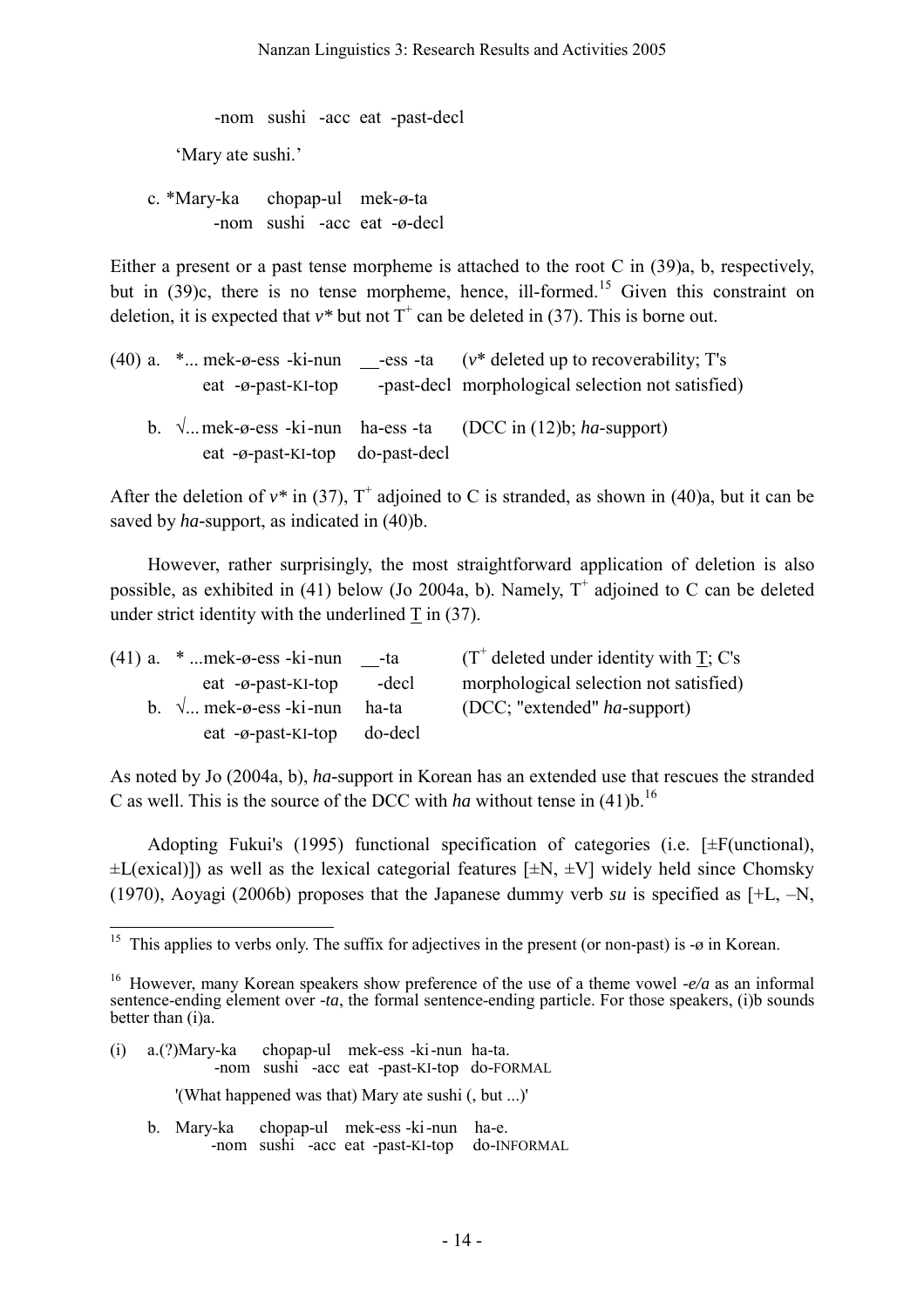-nom sushi -acc eat -past-decl

'Mary ate sushi.'

c. *Mary-ka chopap-ul mek-ø-ta
-nom sushi -acc eat -ø-decl

Either a present or a past tense morpheme is attached to the root C in (39)a, b, respectively, but in (39)c, there is no tense morpheme, hence, ill-formed.[15] Given this constraint on deletion, it is expected that *v\** but not $T^+$ can be deleted in (37). This is borne out.

(40) a. *... mek-ø-ess -ki-nun __-ess -ta (*v\** deleted up to recoverability; T's
eat -ø-past-KI-top -past-decl morphological selection not satisfied)

b. √... mek-ø-ess -ki-nun ha-ess -ta (DCC in (12)b; *ha*-support)
eat -ø-past-KI-top do-past-decl

After the deletion of *v\** in (37), $T^+$ adjoined to C is stranded, as shown in (40)a, but it can be saved by *ha*-support, as indicated in (40)b.

However, rather surprisingly, the most straightforward application of deletion is also possible, as exhibited in (41) below (Jo 2004a, b). Namely, $T^+$ adjoined to C can be deleted under strict identity with the underlined T in (37).

(41) a. * ...mek-ø-ess -ki-nun __-ta ($T^+$ deleted under identity with T; C's
eat -ø-past-KI-top -decl morphological selection not satisfied)
b. √... mek-ø-ess -ki-nun ha-ta (DCC; "extended" *ha*-support)
eat -ø-past-KI-top do-decl

As noted by Jo (2004a, b), *ha*-support in Korean has an extended use that rescues the stranded C as well. This is the source of the DCC with *ha* without tense in (41)b.[16]

Adopting Fukui's (1995) functional specification of categories (i.e. [±F(unctional), ±L(exical)]) as well as the lexical categorial features [±N, ±V] widely held since Chomsky (1970), Aoyagi (2006b) proposes that the Japanese dummy verb *su* is specified as [+L, –N,

---

[15] This applies to verbs only. The suffix for adjectives in the present (or non-past) is -ø in Korean.

[16] However, many Korean speakers show preference of the use of a theme vowel -*e/a* as an informal sentence-ending element over -*ta*, the formal sentence-ending particle. For those speakers, (i)b sounds better than (i)a.

(i) a.(?)Mary-ka chopap-ul mek-ess -ki-nun ha-ta.
-nom sushi -acc eat -past-KI-top do-FORMAL

'(What happened was that) Mary ate sushi (, but ...)'

b. Mary-ka chopap-ul mek-ess -ki-nun ha-e.
-nom sushi -acc eat -past-KI-top do-INFORMAL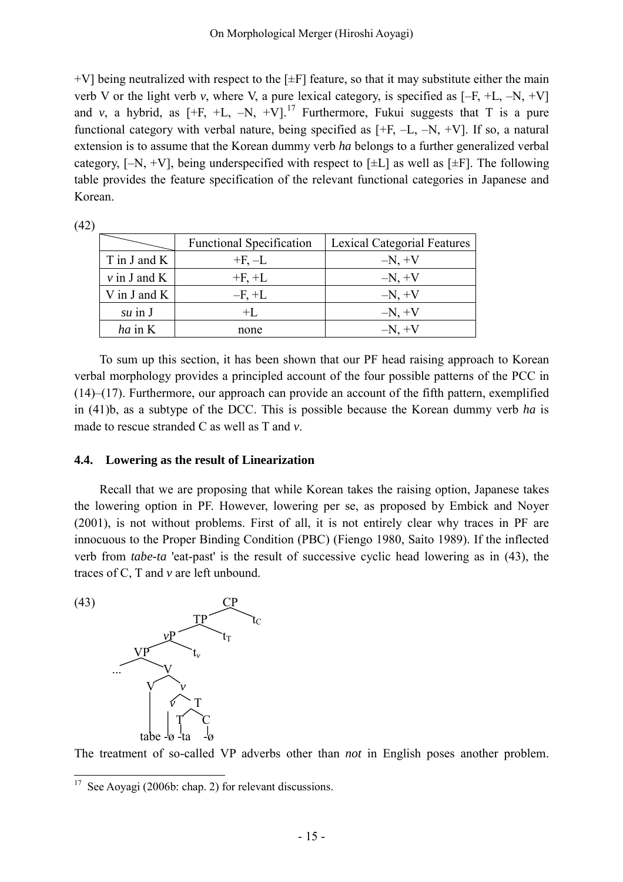+V] being neutralized with respect to the [±F] feature, so that it may substitute either the main verb V or the light verb *v*, where V, a pure lexical category, is specified as [–F, +L, –N, +V] and *v*, a hybrid, as [+F, +L, –N, +V].[17] Furthermore, Fukui suggests that T is a pure functional category with verbal nature, being specified as [+F, –L, –N, +V]. If so, a natural extension is to assume that the Korean dummy verb *ha* belongs to a further generalized verbal category, [–N, +V], being underspecified with respect to [±L] as well as [±F]. The following table provides the feature specification of the relevant functional categories in Japanese and Korean.

(42)

| | Functional Specification | Lexical Categorial Features |
|---|---|---|
| T in J and K | +F, –L | –N, +V |
| *v* in J and K | +F, +L | –N, +V |
| V in J and K | –F, +L | –N, +V |
| *su* in J | +L | –N, +V |
| *ha* in K | none | –N, +V |

To sum up this section, it has been shown that our PF head raising approach to Korean verbal morphology provides a principled account of the four possible patterns of the PCC in (14)–(17). Furthermore, our approach can provide an account of the fifth pattern, exemplified in (41)b, as a subtype of the DCC. This is possible because the Korean dummy verb *ha* is made to rescue stranded C as well as T and *v*.

### 4.4. Lowering as the result of Linearization

Recall that we are proposing that while Korean takes the raising option, Japanese takes the lowering option in PF. However, lowering per se, as proposed by Embick and Noyer (2001), is not without problems. First of all, it is not entirely clear why traces in PF are innocuous to the Proper Binding Condition (PBC) (Fiengo 1980, Saito 1989). If the inflected verb from *tabe-ta* 'eat-past' is the result of successive cyclic head lowering as in (43), the traces of C, T and *v* are left unbound.

(43)

```
                    CP
                  /    \
                TP      t_C
              /    \
            vP      t_T
          /    \
        VP      t_v
      /    \
   ...      V
          /   \
         V     v
         |   /   \
         |  v     T
         |  |   /   \
         |  |  T     C
         |  |  |     |
       tabe -ø -ta  -ø
```

The treatment of so-called VP adverbs other than *not* in English poses another problem.

---

[17] See Aoyagi (2006b: chap. 2) for relevant discussions.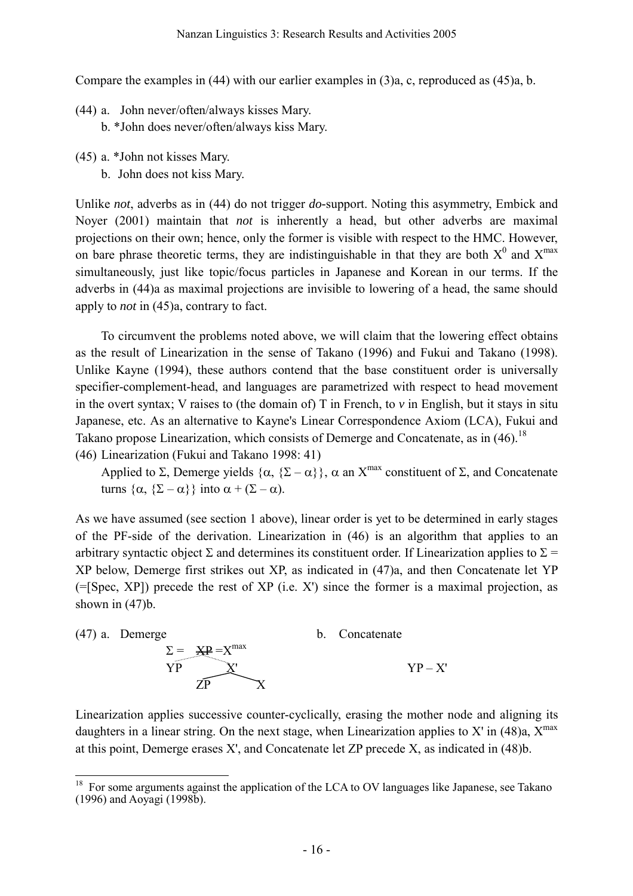Compare the examples in (44) with our earlier examples in (3)a, c, reproduced as (45)a, b.

(44) a. John never/often/always kisses Mary.
  b. *John does never/often/always kiss Mary.

(45) a. *John not kisses Mary.
  b. John does not kiss Mary.

Unlike *not*, adverbs as in (44) do not trigger *do*-support. Noting this asymmetry, Embick and Noyer (2001) maintain that *not* is inherently a head, but other adverbs are maximal projections on their own; hence, only the former is visible with respect to the HMC. However, on bare phrase theoretic terms, they are indistinguishable in that they are both $X^0$ and $X^{max}$ simultaneously, just like topic/focus particles in Japanese and Korean in our terms. If the adverbs in (44)a as maximal projections are invisible to lowering of a head, the same should apply to *not* in (45)a, contrary to fact.

To circumvent the problems noted above, we will claim that the lowering effect obtains as the result of Linearization in the sense of Takano (1996) and Fukui and Takano (1998). Unlike Kayne (1994), these authors contend that the base constituent order is universally specifier-complement-head, and languages are parametrized with respect to head movement in the overt syntax; V raises to (the domain of) T in French, to *v* in English, but it stays in situ Japanese, etc. As an alternative to Kayne's Linear Correspondence Axiom (LCA), Fukui and Takano propose Linearization, which consists of Demerge and Concatenate, as in (46).[18]

(46) Linearization (Fukui and Takano 1998: 41)
  Applied to $\Sigma$, Demerge yields $\{\alpha, \{\Sigma - \alpha\}\}$, $\alpha$ an $X^{max}$ constituent of $\Sigma$, and Concatenate turns $\{\alpha, \{\Sigma - \alpha\}\}$ into $\alpha + (\Sigma - \alpha)$.

As we have assumed (see section 1 above), linear order is yet to be determined in early stages of the PF-side of the derivation. Linearization in (46) is an algorithm that applies to an arbitrary syntactic object $\Sigma$ and determines its constituent order. If Linearization applies to $\Sigma$ = XP below, Demerge first strikes out XP, as indicated in (47)a, and then Concatenate let YP (=[Spec, XP]) precede the rest of XP (i.e. X') since the former is a maximal projection, as shown in (47)b.

(47) a. Demerge

  $\Sigma$ = ~~XP~~ = $X^{max}$
  [YP [X' ZP X]]

  b. Concatenate

  YP – X'

Linearization applies successive counter-cyclically, erasing the mother node and aligning its daughters in a linear string. On the next stage, when Linearization applies to X' in (48)a, $X^{max}$ at this point, Demerge erases X', and Concatenate let ZP precede X, as indicated in (48)b.

[18] For some arguments against the application of the LCA to OV languages like Japanese, see Takano (1996) and Aoyagi (1998b).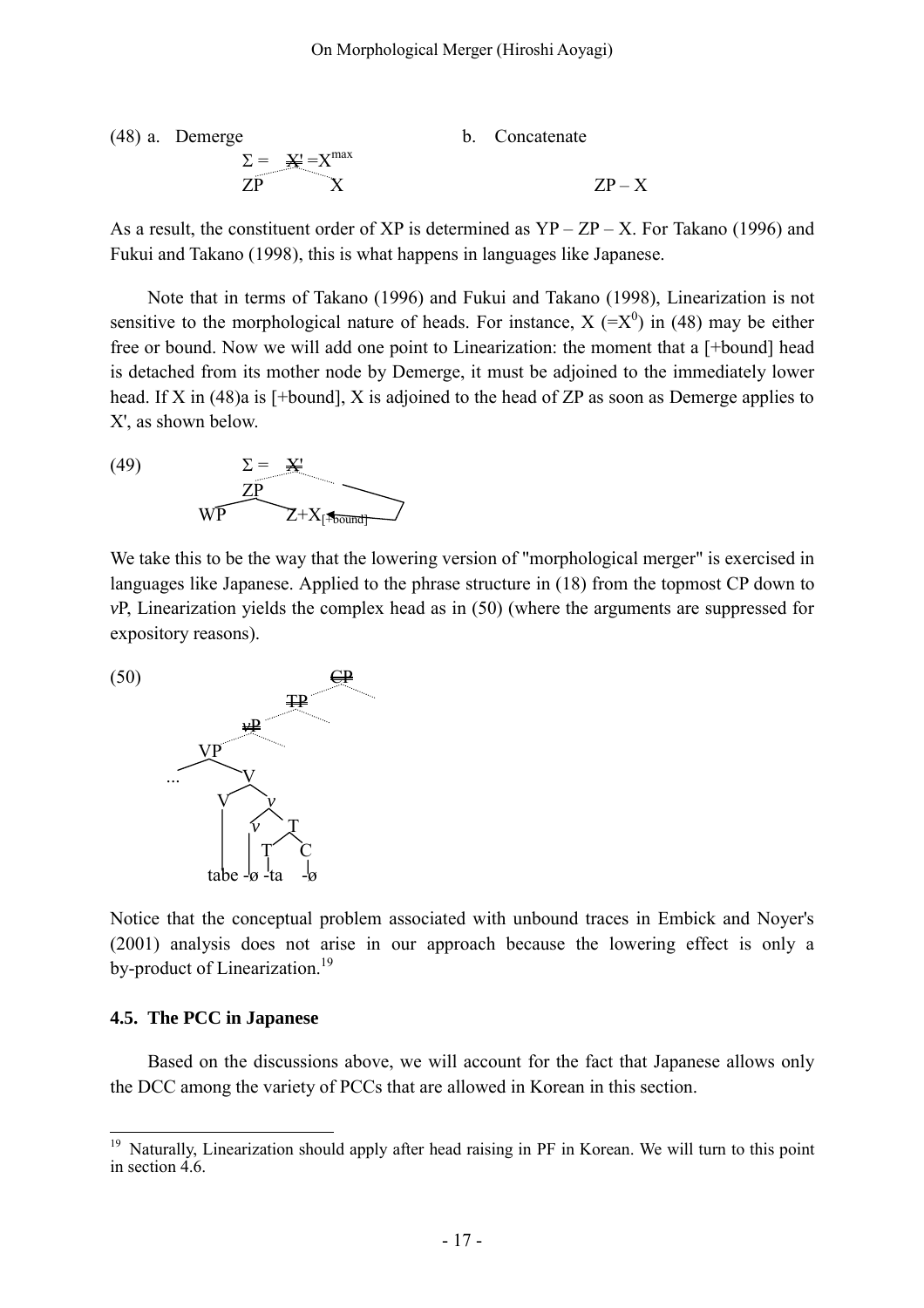(48) a. Demerge

$\Sigma$ = ~~X'~~ = $X^{max}$

ZP X

b. Concatenate

ZP – X

As a result, the constituent order of XP is determined as YP – ZP – X. For Takano (1996) and Fukui and Takano (1998), this is what happens in languages like Japanese.

Note that in terms of Takano (1996) and Fukui and Takano (1998), Linearization is not sensitive to the morphological nature of heads. For instance, X (=$X^0$) in (48) may be either free or bound. Now we will add one point to Linearization: the moment that a [+bound] head is detached from its mother node by Demerge, it must be adjoined to the immediately lower head. If X in (48)a is [+bound], X is adjoined to the head of ZP as soon as Demerge applies to X', as shown below.

(49) $\Sigma$ = ~~X'~~

ZP

WP $Z+X_{[+bound]}$

We take this to be the way that the lowering version of "morphological merger" is exercised in languages like Japanese. Applied to the phrase structure in (18) from the topmost CP down to *v*P, Linearization yields the complex head as in (50) (where the arguments are suppressed for expository reasons).

(50) ~~CP~~ ~~TP~~ ~~*v*P~~

VP

... V

V *v*

*v* T

T C

tabe -ø -ta -ø

Notice that the conceptual problem associated with unbound traces in Embick and Noyer's (2001) analysis does not arise in our approach because the lowering effect is only a by-product of Linearization.[19]

### 4.5. The PCC in Japanese

Based on the discussions above, we will account for the fact that Japanese allows only the DCC among the variety of PCCs that are allowed in Korean in this section.

---

[19] Naturally, Linearization should apply after head raising in PF in Korean. We will turn to this point in section 4.6.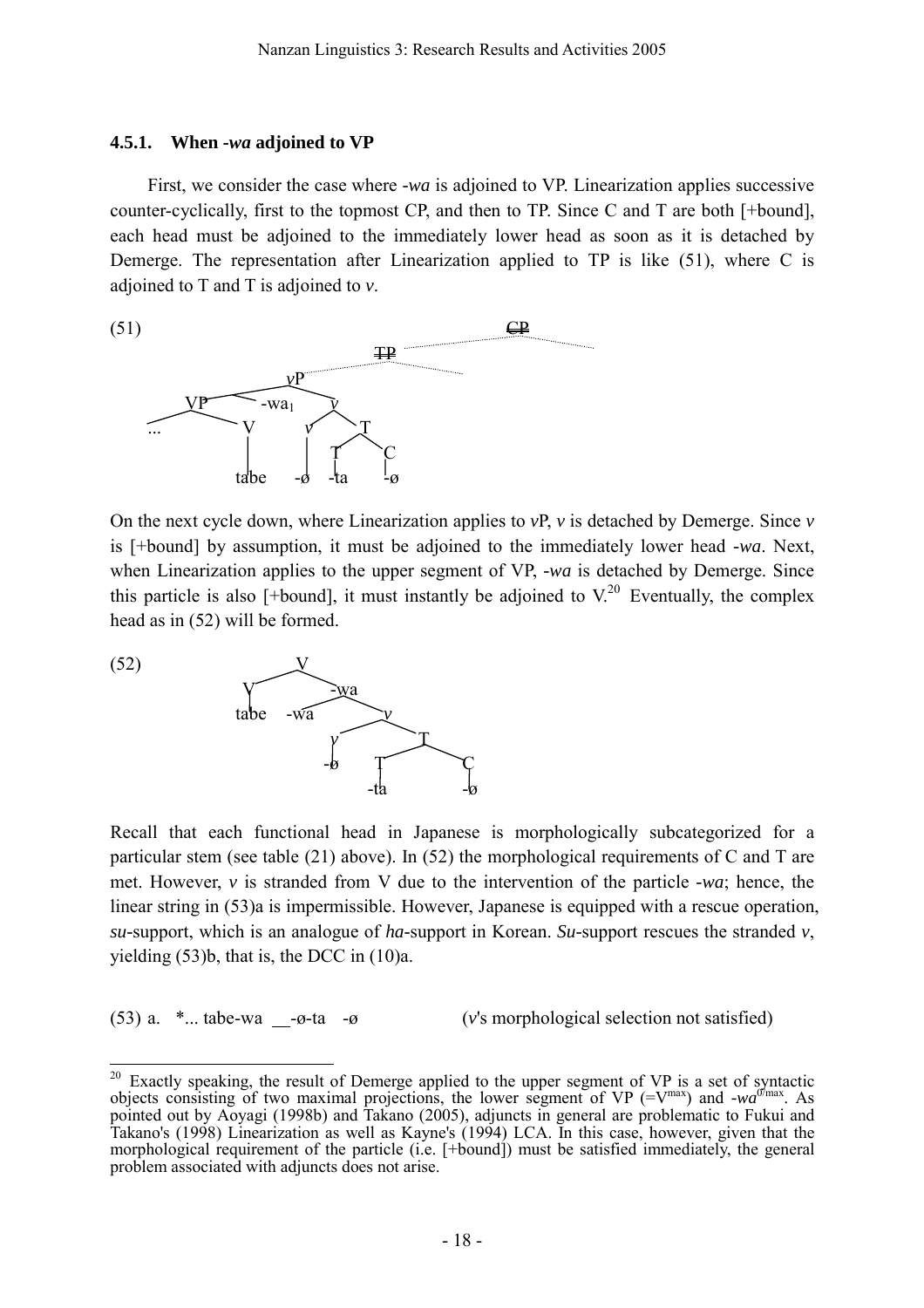### 4.5.1. When *-wa* adjoined to VP

First, we consider the case where *-wa* is adjoined to VP. Linearization applies successive counter-cyclically, first to the topmost CP, and then to TP. Since C and T are both [+bound], each head must be adjoined to the immediately lower head as soon as it is detached by Demerge. The representation after Linearization applied to TP is like (51), where C is adjoined to T and T is adjoined to *v*.

(51)

```
                                              CP (struck out)
                                   TP (struck out)
                        vP
           VP       -wa1      v
      ...       V         v        T
                               T       C
                tabe     -ø   -ta       -ø
```

On the next cycle down, where Linearization applies to *v*P, *v* is detached by Demerge. Since *v* is [+bound] by assumption, it must be adjoined to the immediately lower head *-wa*. Next, when Linearization applies to the upper segment of VP, *-wa* is detached by Demerge. Since this particle is also [+bound], it must instantly be adjoined to V.[20] Eventually, the complex head as in (52) will be formed.

(52)

```
              V
        V          -wa
      tabe    -wa        v
                    v          T
                   -ø      T       C
                          -ta       -ø
```

Recall that each functional head in Japanese is morphologically subcategorized for a particular stem (see table (21) above). In (52) the morphological requirements of C and T are met. However, *v* is stranded from V due to the intervention of the particle *-wa*; hence, the linear string in (53)a is impermissible. However, Japanese is equipped with a rescue operation, *su*-support, which is an analogue of *ha*-support in Korean. *Su*-support rescues the stranded *v*, yielding (53)b, that is, the DCC in (10)a.

(53) a. \*... tabe-wa \_\_-ø-ta -ø (*v*'s morphological selection not satisfied)

---

[20] Exactly speaking, the result of Demerge applied to the upper segment of VP is a set of syntactic objects consisting of two maximal projections, the lower segment of VP (=$V^{max}$) and *-wa*$^{0/max}$. As pointed out by Aoyagi (1998b) and Takano (2005), adjuncts in general are problematic to Fukui and Takano's (1998) Linearization as well as Kayne's (1994) LCA. In this case, however, given that the morphological requirement of the particle (i.e. [+bound]) must be satisfied immediately, the general problem associated with adjuncts does not arise.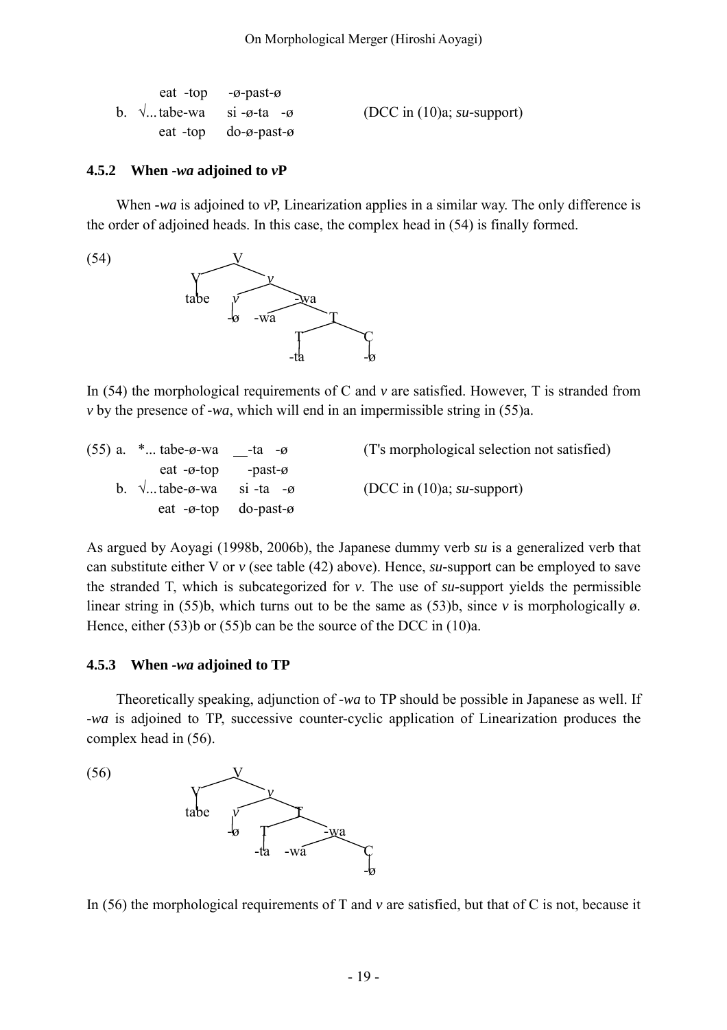```
       eat  -top      -ø-past-ø
    b.  √... tabe-wa      si -ø-ta   -ø              (DCC in (10)a; su-support)
       eat  -top      do-ø-past-ø
```

### 4.5.2 When *-wa* adjoined to *v*P

When *-wa* is adjoined to *v*P, Linearization applies in a similar way. The only difference is the order of adjoined heads. In this case, the complex head in (54) is finally formed.

```
(54)                 V
                  /     \
                V         v
                |       /    \
              tabe     v      -wa
                       |     /    \
                      -ø   -wa     T
                                 /   \
                                T     C
                                |     |
                               -ta   -ø
```

In (54) the morphological requirements of C and *v* are satisfied. However, T is stranded from *v* by the presence of *-wa*, which will end in an impermissible string in (55)a.

```
(55) a.  *... tabe-ø-wa    __-ta   -ø          (T's morphological selection not satisfied)
              eat  -ø-top      -past-ø
     b.  √... tabe-ø-wa      si -ta   -ø       (DCC in (10)a; su-support)
              eat  -ø-top    do-past-ø
```

As argued by Aoyagi (1998b, 2006b), the Japanese dummy verb *su* is a generalized verb that can substitute either V or *v* (see table (42) above). Hence, *su*-support can be employed to save the stranded T, which is subcategorized for *v*. The use of *su*-support yields the permissible linear string in (55)b, which turns out to be the same as (53)b, since *v* is morphologically ø. Hence, either (53)b or (55)b can be the source of the DCC in (10)a.

### 4.5.3 When *-wa* adjoined to TP

Theoretically speaking, adjunction of *-wa* to TP should be possible in Japanese as well. If *-wa* is adjoined to TP, successive counter-cyclic application of Linearization produces the complex head in (56).

```
(56)                 V
                  /     \
                V         v
                |       /    \
              tabe     v      T
                       |    /    \
                      -ø   T      -wa
                         /   \       \
                       -ta   -wa      C
                                      |
                                     -ø
```

In (56) the morphological requirements of T and *v* are satisfied, but that of C is not, because it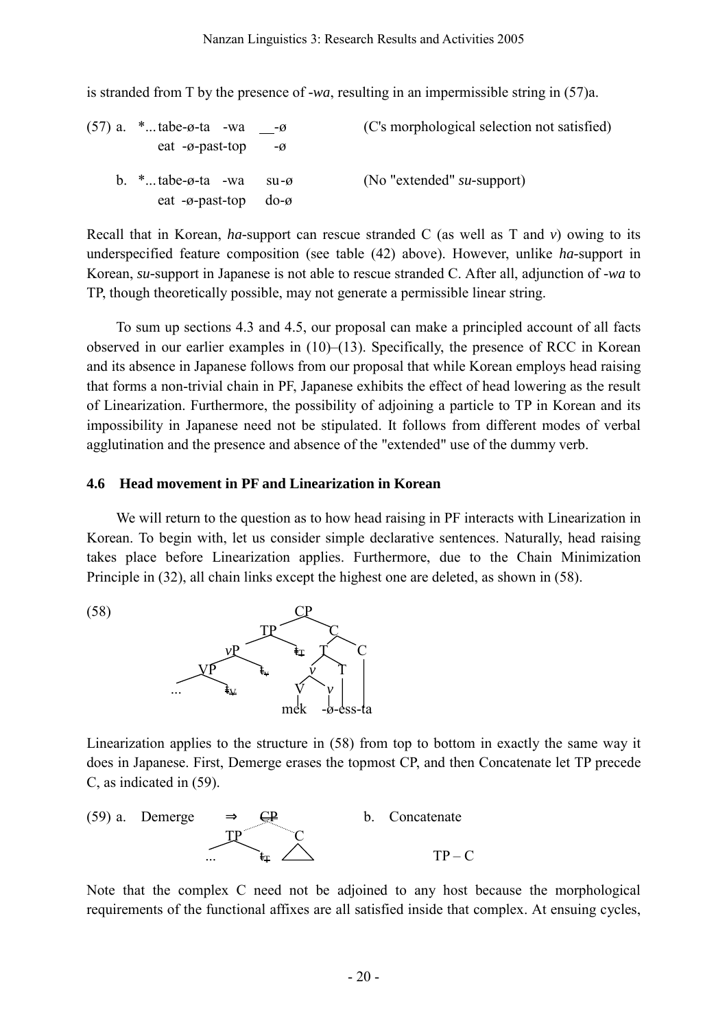is stranded from T by the presence of *-wa*, resulting in an impermissible string in (57)a.

(57) a. \*... tabe-ø-ta -wa \_\_-ø (C's morphological selection not satisfied)
        eat -ø-past-top -ø

b. \*... tabe-ø-ta -wa su-ø (No "extended" *su*-support)
        eat -ø-past-top do-ø

Recall that in Korean, *ha*-support can rescue stranded C (as well as T and *v*) owing to its underspecified feature composition (see table (42) above). However, unlike *ha*-support in Korean, *su*-support in Japanese is not able to rescue stranded C. After all, adjunction of *-wa* to TP, though theoretically possible, may not generate a permissible linear string.

To sum up sections 4.3 and 4.5, our proposal can make a principled account of all facts observed in our earlier examples in (10)–(13). Specifically, the presence of RCC in Korean and its absence in Japanese follows from our proposal that while Korean employs head raising that forms a non-trivial chain in PF, Japanese exhibits the effect of head lowering as the result of Linearization. Furthermore, the possibility of adjoining a particle to TP in Korean and its impossibility in Japanese need not be stipulated. It follows from different modes of verbal agglutination and the presence and absence of the "extended" use of the dummy verb.

### 4.6 Head movement in PF and Linearization in Korean

We will return to the question as to how head raising in PF interacts with Linearization in Korean. To begin with, let us consider simple declarative sentences. Naturally, head raising takes place before Linearization applies. Furthermore, due to the Chain Minimization Principle in (32), all chain links except the highest one are deleted, as shown in (58).

(58) [CP [TP [vP [VP ... ~~t<sub>V</sub>~~] ~~t<sub>v</sub>~~] ~~t<sub>T</sub>~~] [C [T [v V v] T] C]]
     mek -ø-ess-ta

Linearization applies to the structure in (58) from top to bottom in exactly the same way it does in Japanese. First, Demerge erases the topmost CP, and then Concatenate let TP precede C, as indicated in (59).

(59) a. Demerge ⇒ ~~CP~~ [TP ... ~~t<sub>T</sub>~~] C    b. Concatenate TP – C

Note that the complex C need not be adjoined to any host because the morphological requirements of the functional affixes are all satisfied inside that complex. At ensuing cycles,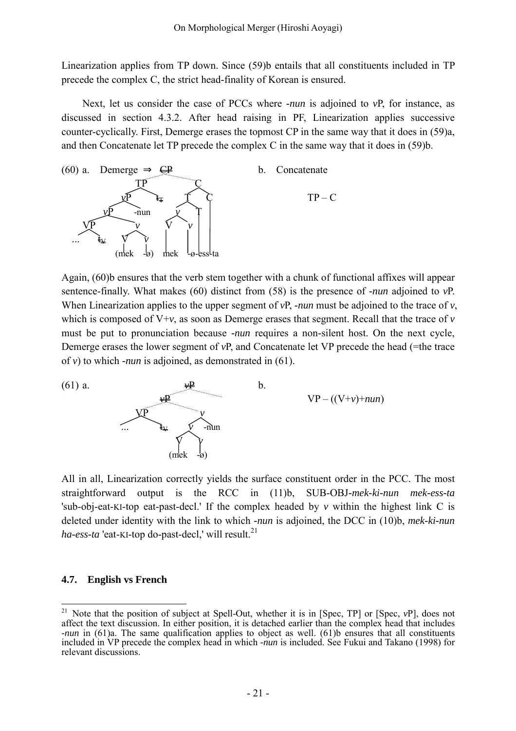Linearization applies from TP down. Since (59)b entails that all constituents included in TP precede the complex C, the strict head-finality of Korean is ensured.

Next, let us consider the case of PCCs where *-nun* is adjoined to *v*P, for instance, as discussed in section 4.3.2. After head raising in PF, Linearization applies successive counter-cyclically. First, Demerge erases the topmost CP in the same way that it does in (59)a, and then Concatenate let TP precede the complex C in the same way that it does in (59)b.

(60) a. Demerge ⇒ ~~CP~~ [TP [*v*P [*v*P [VP ... ~~t~~V] [*v* [V (mek] [*v* -ø)]]] -nun] ~~t~~T] [C [T [*v* [V mek] [*v* -ø]] [T -ess]] [C -ta]]

b. Concatenate

TP – C

Again, (60)b ensures that the verb stem together with a chunk of functional affixes will appear sentence-finally. What makes (60) distinct from (58) is the presence of *-nun* adjoined to *v*P. When Linearization applies to the upper segment of *v*P, *-nun* must be adjoined to the trace of *v*, which is composed of V+*v*, as soon as Demerge erases that segment. Recall that the trace of *v* must be put to pronunciation because *-nun* requires a non-silent host. On the next cycle, Demerge erases the lower segment of *v*P, and Concatenate let VP precede the head (=the trace of *v*) to which *-nun* is adjoined, as demonstrated in (61).

(61) a. ~~*v*P~~ [~~*v*P~~ [VP ... ~~t~~V] [*v* [*v* [V (mek] [*v* -ø)]] -nun]]

b. VP – ((V+*v*)+*nun*)

All in all, Linearization correctly yields the surface constituent order in the PCC. The most straightforward output is the RCC in (11)b, SUB-OBJ-*mek-ki-nun mek-ess-ta* 'sub-obj-eat-KI-top eat-past-decl.' If the complex headed by *v* within the highest link C is deleted under identity with the link to which *-nun* is adjoined, the DCC in (10)b, *mek-ki-nun ha-ess-ta* 'eat-KI-top do-past-decl,' will result.[21]

### 4.7. English vs French

[21] Note that the position of subject at Spell-Out, whether it is in [Spec, TP] or [Spec, *v*P], does not affect the text discussion. In either position, it is detached earlier than the complex head that includes *-nun* in (61)a. The same qualification applies to object as well. (61)b ensures that all constituents included in VP precede the complex head in which *-nun* is included. See Fukui and Takano (1998) for relevant discussions.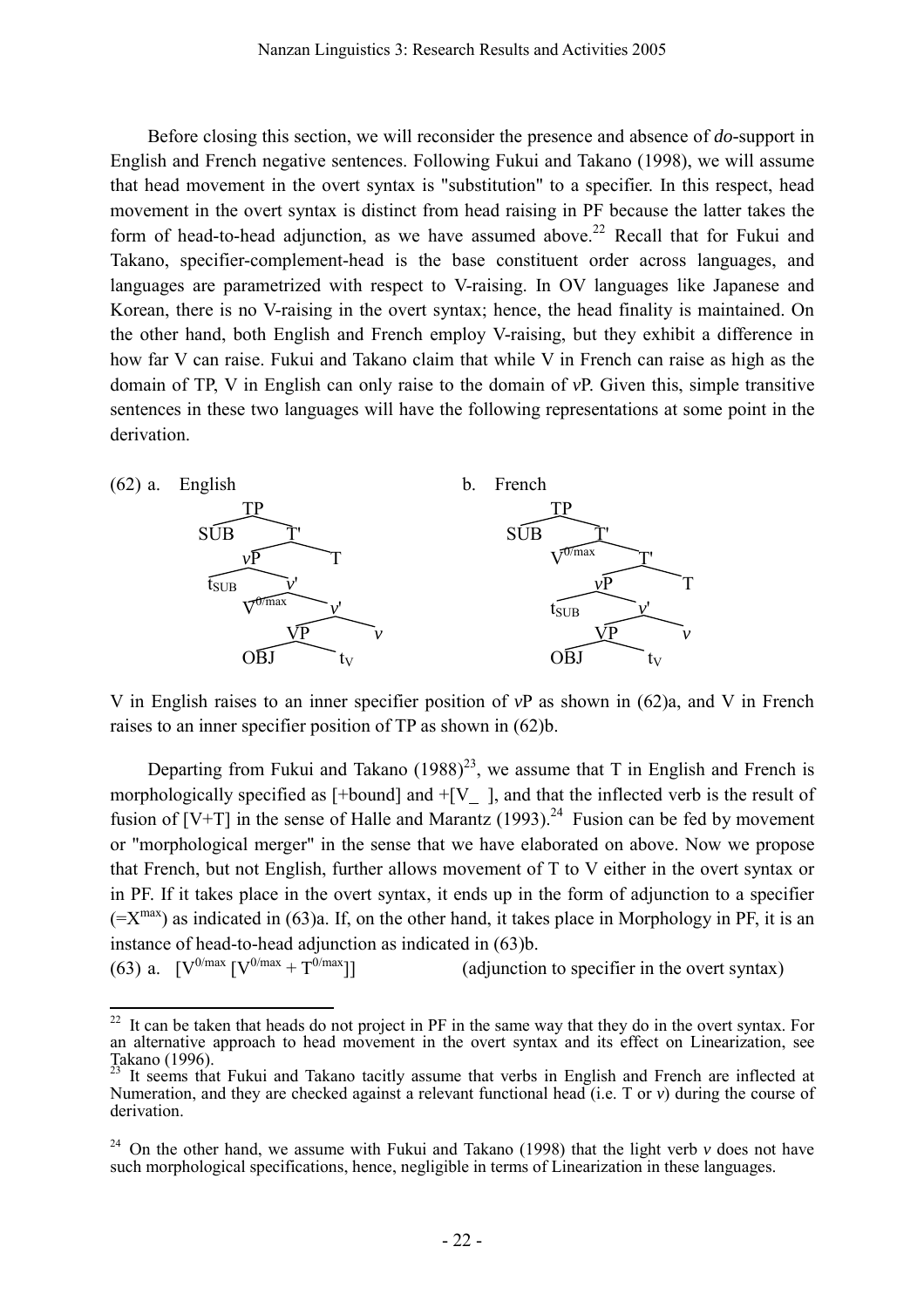Before closing this section, we will reconsider the presence and absence of *do*-support in English and French negative sentences. Following Fukui and Takano (1998), we will assume that head movement in the overt syntax is "substitution" to a specifier. In this respect, head movement in the overt syntax is distinct from head raising in PF because the latter takes the form of head-to-head adjunction, as we have assumed above.[22] Recall that for Fukui and Takano, specifier-complement-head is the base constituent order across languages, and languages are parametrized with respect to V-raising. In OV languages like Japanese and Korean, there is no V-raising in the overt syntax; hence, the head finality is maintained. On the other hand, both English and French employ V-raising, but they exhibit a difference in how far V can raise. Fukui and Takano claim that while V in French can raise as high as the domain of TP, V in English can only raise to the domain of *v*P. Given this, simple transitive sentences in these two languages will have the following representations at some point in the derivation.

(62) a. English

```
TP
├── SUB
└── T'
    ├── vP
    │   ├── t_SUB
    │   └── v'
    │       ├── V^0/max
    │       └── v'
    │           ├── VP
    │           │   ├── OBJ
    │           │   └── t_V
    │           └── v
    └── T
```

b. French

```
TP
├── SUB
└── T'
    ├── V^0/max
    └── T'
        ├── vP
        │   ├── t_SUB
        │   └── v'
        │       ├── VP
        │       │   ├── OBJ
        │       │   └── t_V
        │       └── v
        └── T
```

V in English raises to an inner specifier position of *v*P as shown in (62)a, and V in French raises to an inner specifier position of TP as shown in (62)b.

Departing from Fukui and Takano (1988)[23], we assume that T in English and French is morphologically specified as [+bound] and +[V\_ ], and that the inflected verb is the result of fusion of [V+T] in the sense of Halle and Marantz (1993).[24] Fusion can be fed by movement or "morphological merger" in the sense that we have elaborated on above. Now we propose that French, but not English, further allows movement of T to V either in the overt syntax or in PF. If it takes place in the overt syntax, it ends up in the form of adjunction to a specifier ($=X^{max}$) as indicated in (63)a. If, on the other hand, it takes place in Morphology in PF, it is an instance of head-to-head adjunction as indicated in (63)b.

(63) a. $[V^{0/max}\ [V^{0/max} + T^{0/max}]]$ (adjunction to specifier in the overt syntax)

---

[22] It can be taken that heads do not project in PF in the same way that they do in the overt syntax. For an alternative approach to head movement in the overt syntax and its effect on Linearization, see Takano (1996).

[23] It seems that Fukui and Takano tacitly assume that verbs in English and French are inflected at Numeration, and they are checked against a relevant functional head (i.e. T or *v*) during the course of derivation.

[24] On the other hand, we assume with Fukui and Takano (1998) that the light verb *v* does not have such morphological specifications, hence, negligible in terms of Linearization in these languages.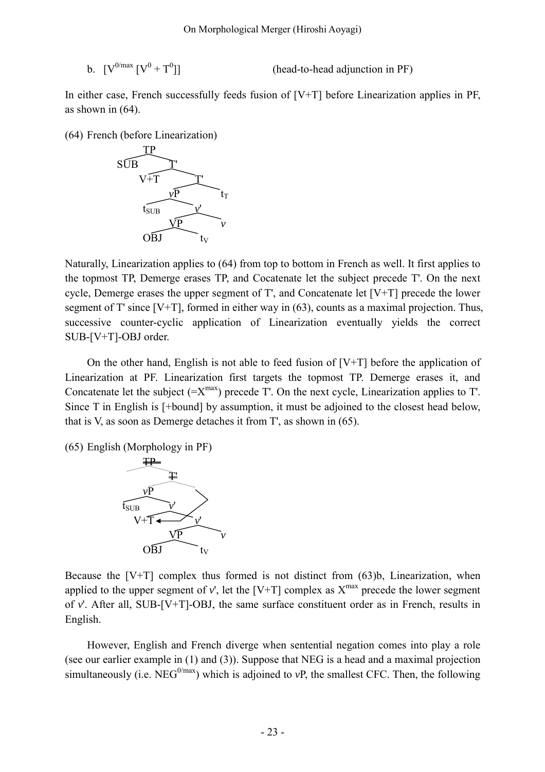b. $[\mathrm{V}^{0/max} [\mathrm{V}^0 + \mathrm{T}^0]]$ (head-to-head adjunction in PF)

In either case, French successfully feeds fusion of [V+T] before Linearization applies in PF, as shown in (64).

(64) French (before Linearization)

```
        TP
   SUB       T'
        V+T       T'
              vP        t_T
         t_SUB    v'
              VP      v
         OBJ      t_V
```

Naturally, Linearization applies to (64) from top to bottom in French as well. It first applies to the topmost TP, Demerge erases TP, and Cocatenate let the subject precede T'. On the next cycle, Demerge erases the upper segment of T', and Concatenate let [V+T] precede the lower segment of T' since [V+T], formed in either way in (63), counts as a maximal projection. Thus, successive counter-cyclic application of Linearization eventually yields the correct SUB-[V+T]-OBJ order.

On the other hand, English is not able to feed fusion of [V+T] before the application of Linearization at PF. Linearization first targets the topmost TP. Demerge erases it, and Concatenate let the subject (=$\mathrm{X}^{max}$) precede T'. On the next cycle, Linearization applies to T'. Since T in English is [+bound] by assumption, it must be adjoined to the closest head below, that is V, as soon as Demerge detaches it from T', as shown in (65).

(65) English (Morphology in PF)

```
        ~~TP~~
             ~~T'~~
        vP
   t_SUB     v'
        V+T ←     v'
              VP      v
         OBJ      t_V
```

Because the [V+T] complex thus formed is not distinct from (63)b, Linearization, when applied to the upper segment of *v*', let the [V+T] complex as $\mathrm{X}^{max}$ precede the lower segment of *v*'. After all, SUB-[V+T]-OBJ, the same surface constituent order as in French, results in English.

However, English and French diverge when sentential negation comes into play a role (see our earlier example in (1) and (3)). Suppose that NEG is a head and a maximal projection simultaneously (i.e. $\mathrm{NEG}^{0/max}$) which is adjoined to *v*P, the smallest CFC. Then, the following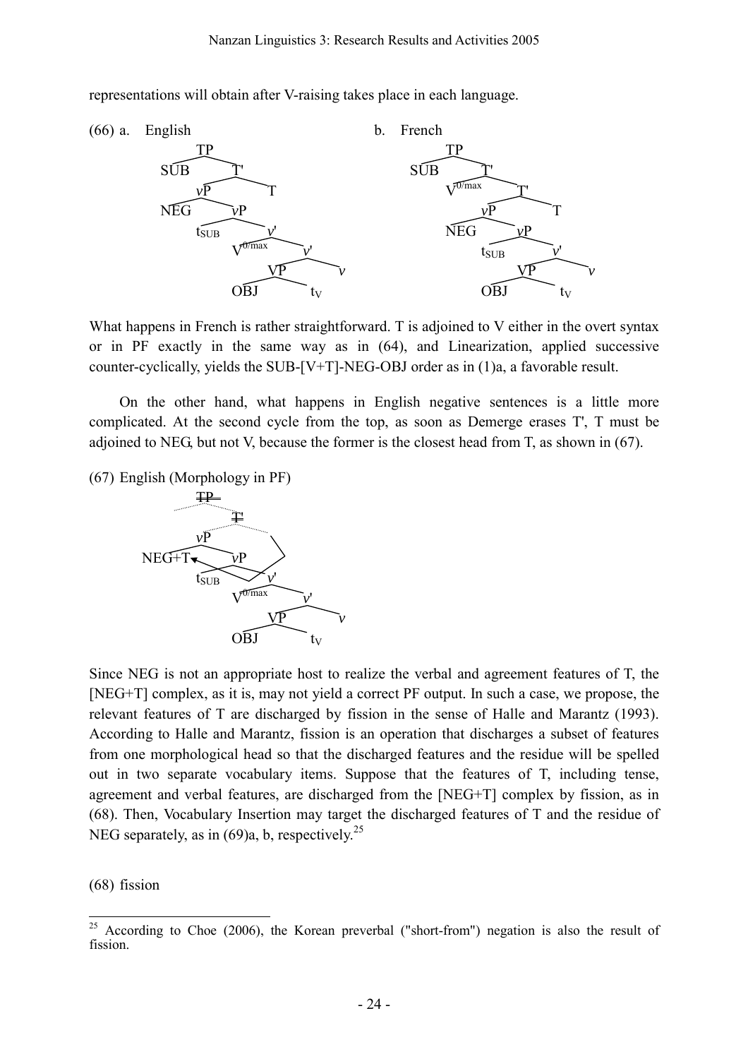representations will obtain after V-raising takes place in each language.

(66) a. English

```
            TP
         /      \
      SUB        T'
               /    \
             vP       T
           /    \
        NEG      vP
               /    \
            t_SUB     v'
                    /    \
              V^0/max     v'
                        /    \
                      VP       v
                    /    \
                 OBJ      t_V
```

b. French

```
            TP
         /      \
      SUB        T'
               /    \
         V^0/max      T'
                    /    \
                  vP       T
                /    \
             NEG      vP
                    /    \
                 t_SUB     v'
                         /    \
                       VP       v
                     /    \
                  OBJ      t_V
```

What happens in French is rather straightforward. T is adjoined to V either in the overt syntax or in PF exactly in the same way as in (64), and Linearization, applied successive counter-cyclically, yields the SUB-[V+T]-NEG-OBJ order as in (1)a, a favorable result.

On the other hand, what happens in English negative sentences is a little more complicated. At the second cycle from the top, as soon as Demerge erases T', T must be adjoined to NEG, but not V, because the former is the closest head from T, as shown in (67).

(67) English (Morphology in PF)

```
          ~~TP~~
              ~~T'~~
         vP
       /    \
   NEG+T     vP      (T moves and adjoins to NEG)
           /    \
        t_SUB     v'
                /    \
          V^0/max     v'
                    /    \
                  VP       v
                /    \
             OBJ      t_V
```

Since NEG is not an appropriate host to realize the verbal and agreement features of T, the [NEG+T] complex, as it is, may not yield a correct PF output. In such a case, we propose, the relevant features of T are discharged by fission in the sense of Halle and Marantz (1993). According to Halle and Marantz, fission is an operation that discharges a subset of features from one morphological head so that the discharged features and the residue will be spelled out in two separate vocabulary items. Suppose that the features of T, including tense, agreement and verbal features, are discharged from the [NEG+T] complex by fission, as in (68). Then, Vocabulary Insertion may target the discharged features of T and the residue of NEG separately, as in (69)a, b, respectively.[25]

(68) fission

[25] According to Choe (2006), the Korean preverbal ("short-from") negation is also the result of fission.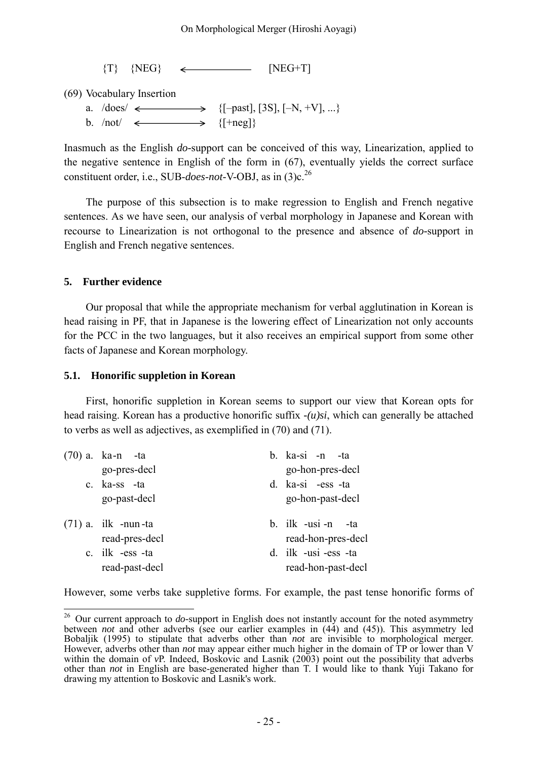{T} {NEG} ←———— [NEG+T]

(69) Vocabulary Insertion

a. /does/ ←———→ {[–past], [3S], [–N, +V], ...}

b. /not/ ←———→ {[+neg]}

Inasmuch as the English *do*-support can be conceived of this way, Linearization, applied to the negative sentence in English of the form in (67), eventually yields the correct surface constituent order, i.e., SUB-*does-not*-V-OBJ, as in (3)c.[26]

The purpose of this subsection is to make regression to English and French negative sentences. As we have seen, our analysis of verbal morphology in Japanese and Korean with recourse to Linearization is not orthogonal to the presence and absence of *do*-support in English and French negative sentences.

## 5. Further evidence

Our proposal that while the appropriate mechanism for verbal agglutination in Korean is head raising in PF, that in Japanese is the lowering effect of Linearization not only accounts for the PCC in the two languages, but it also receives an empirical support from some other facts of Japanese and Korean morphology.

### 5.1. Honorific suppletion in Korean

First, honorific suppletion in Korean seems to support our view that Korean opts for head raising. Korean has a productive honorific suffix *-(u)si*, which can generally be attached to verbs as well as adjectives, as exemplified in (70) and (71).

(70) a. ka-n -ta
go-pres-decl

b. ka-si -n -ta
go-hon-pres-decl

c. ka-ss -ta
go-past-decl

d. ka-si -ess -ta
go-hon-past-decl

(71) a. ilk -nun -ta
read-pres-decl

b. ilk -usi -n -ta
read-hon-pres-decl

c. ilk -ess -ta
read-past-decl

d. ilk -usi -ess -ta
read-hon-past-decl

However, some verbs take suppletive forms. For example, the past tense honorific forms of

---

[26] Our current approach to *do*-support in English does not instantly account for the noted asymmetry between *not* and other adverbs (see our earlier examples in (44) and (45)). This asymmetry led Bobaljik (1995) to stipulate that adverbs other than *not* are invisible to morphological merger. However, adverbs other than *not* may appear either much higher in the domain of TP or lower than V within the domain of *v*P. Indeed, Boskovic and Lasnik (2003) point out the possibility that adverbs other than *not* in English are base-generated higher than T. I would like to thank Yuji Takano for drawing my attention to Boskovic and Lasnik's work.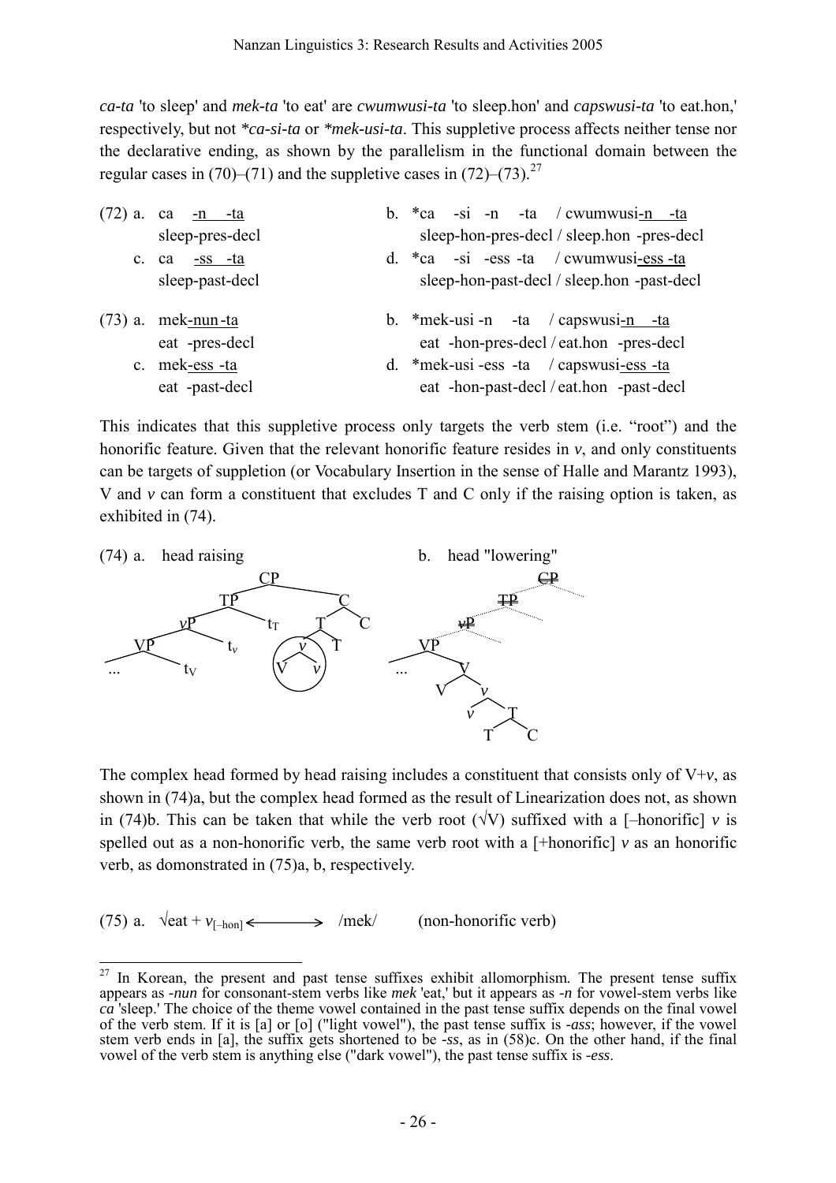*ca-ta* 'to sleep' and *mek-ta* 'to eat' are *cwumwusi-ta* 'to sleep.hon' and *capswusi-ta* 'to eat.hon,' respectively, but not *\*ca-si-ta* or *\*mek-usi-ta*. This suppletive process affects neither tense nor the declarative ending, as shown by the parallelism in the functional domain between the regular cases in (70)–(71) and the suppletive cases in (72)–(73).[27]

(72) a. ca -n -ta
sleep-pres-decl

b. \*ca -si -n -ta / cwumwusi-n -ta
sleep-hon-pres-decl / sleep.hon -pres-decl

c. ca -ss -ta
sleep-past-decl

d. \*ca -si -ess -ta / cwumwusi-ess -ta
sleep-hon-past-decl / sleep.hon -past-decl

(73) a. mek-nun -ta
eat -pres-decl

b. \*mek-usi -n -ta / capswusi-n -ta
eat -hon-pres-decl / eat.hon -pres-decl

c. mek-ess -ta
eat -past-decl

d. \*mek-usi -ess -ta / capswusi-ess -ta
eat -hon-past-decl / eat.hon -past-decl

This indicates that this suppletive process only targets the verb stem (i.e. "root") and the honorific feature. Given that the relevant honorific feature resides in *v*, and only constituents can be targets of suppletion (or Vocabulary Insertion in the sense of Halle and Marantz 1993), V and *v* can form a constituent that excludes T and C only if the raising option is taken, as exhibited in (74).

(74) a. head raising b. head "lowering"

The complex head formed by head raising includes a constituent that consists only of V+*v*, as shown in (74)a, but the complex head formed as the result of Linearization does not, as shown in (74)b. This can be taken that while the verb root (√V) suffixed with a [–honorific] *v* is spelled out as a non-honorific verb, the same verb root with a [+honorific] *v* as an honorific verb, as domonstrated in (75)a, b, respectively.

(75) a. $\sqrt{\text{eat}} + v_{[-\text{hon}]} \longleftrightarrow$ /mek/ (non-honorific verb)

[27] In Korean, the present and past tense suffixes exhibit allomorphism. The present tense suffix appears as *-nun* for consonant-stem verbs like *mek* 'eat,' but it appears as *-n* for vowel-stem verbs like *ca* 'sleep.' The choice of the theme vowel contained in the past tense suffix depends on the final vowel of the verb stem. If it is [a] or [o] ("light vowel"), the past tense suffix is *-ass*; however, if the vowel stem verb ends in [a], the suffix gets shortened to be *-ss*, as in (58)c. On the other hand, if the final vowel of the verb stem is anything else ("dark vowel"), the past tense suffix is *-ess*.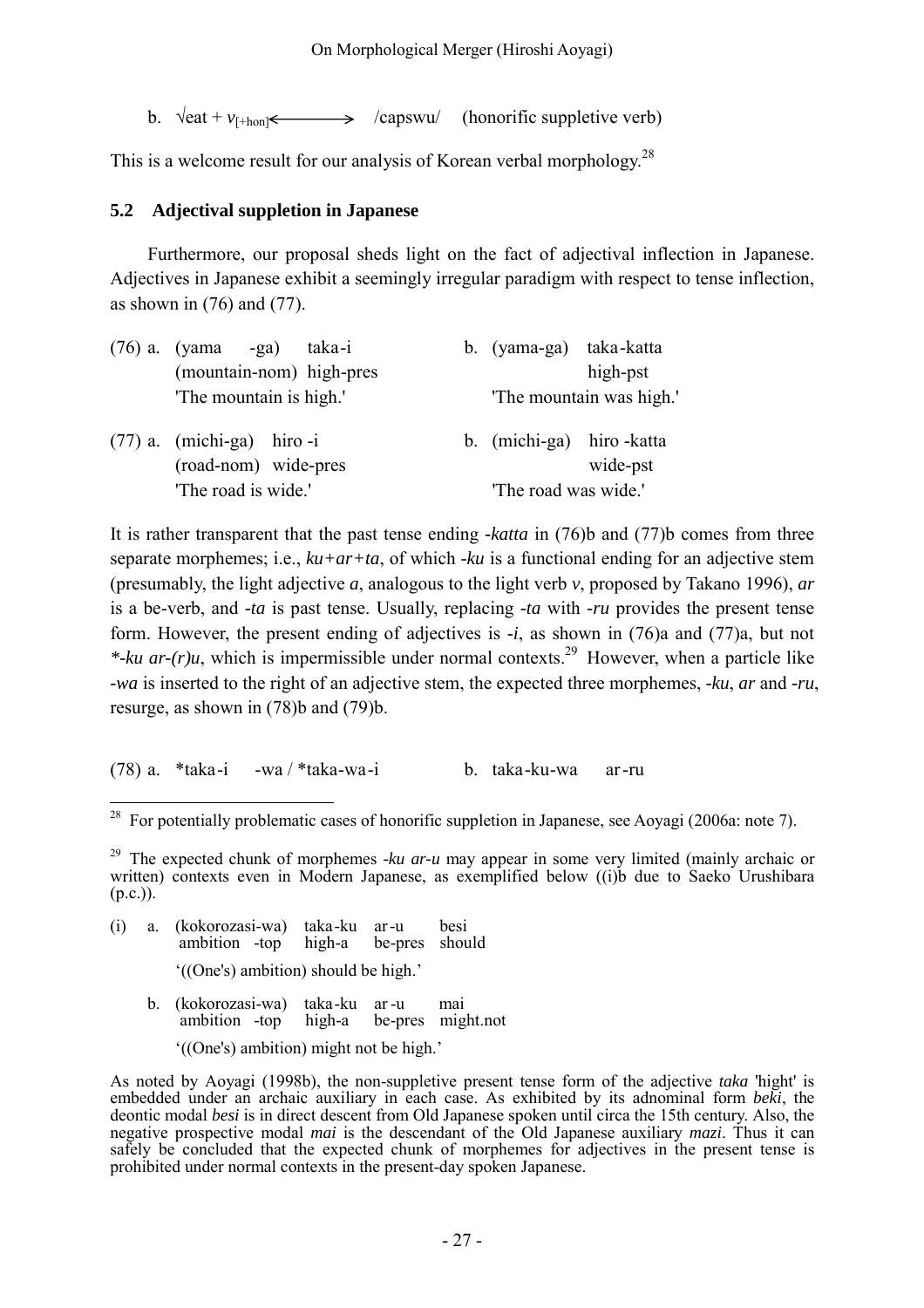b. √eat + $v_{[+hon]}$ ←——→ /capswu/ (honorific suppletive verb)

This is a welcome result for our analysis of Korean verbal morphology.[28]

### 5.2 Adjectival suppletion in Japanese

Furthermore, our proposal sheds light on the fact of adjectival inflection in Japanese. Adjectives in Japanese exhibit a seemingly irregular paradigm with respect to tense inflection, as shown in (76) and (77).

(76) a. (yama -ga) taka-i
(mountain-nom) high-pres
'The mountain is high.'

b. (yama-ga) taka-katta
high-pst
'The mountain was high.'

(77) a. (michi-ga) hiro -i
(road-nom) wide-pres
'The road is wide.'

b. (michi-ga) hiro -katta
wide-pst
'The road was wide.'

It is rather transparent that the past tense ending *-katta* in (76)b and (77)b comes from three separate morphemes; i.e., *ku+ar+ta*, of which *-ku* is a functional ending for an adjective stem (presumably, the light adjective *a*, analogous to the light verb *v*, proposed by Takano 1996), *ar* is a be-verb, and *-ta* is past tense. Usually, replacing *-ta* with *-ru* provides the present tense form. However, the present ending of adjectives is *-i*, as shown in (76)a and (77)a, but not *\*-ku ar-(r)u*, which is impermissible under normal contexts.[29] However, when a particle like *-wa* is inserted to the right of an adjective stem, the expected three morphemes, *-ku*, *ar* and *-ru*, resurge, as shown in (78)b and (79)b.

(78) a. \*taka-i -wa / \*taka-wa-i

b. taka-ku-wa ar-ru

---

[28] For potentially problematic cases of honorific suppletion in Japanese, see Aoyagi (2006a: note 7).

[29] The expected chunk of morphemes *-ku ar-u* may appear in some very limited (mainly archaic or written) contexts even in Modern Japanese, as exemplified below ((i)b due to Saeko Urushibara (p.c.)).

(i) a. (kokorozasi-wa) taka-ku ar-u besi
ambition -top high-a be-pres should
'((One's) ambition) should be high.'

b. (kokorozasi-wa) taka-ku ar-u mai
ambition -top high-a be-pres might.not
'((One's) ambition) might not be high.'

As noted by Aoyagi (1998b), the non-suppletive present tense form of the adjective *taka* 'hight' is embedded under an archaic auxiliary in each case. As exhibited by its adnominal form *beki*, the deontic modal *besi* is in direct descent from Old Japanese spoken until circa the 15th century. Also, the negative prospective modal *mai* is the descendant of the Old Japanese auxiliary *mazi*. Thus it can safely be concluded that the expected chunk of morphemes for adjectives in the present tense is prohibited under normal contexts in the present-day spoken Japanese.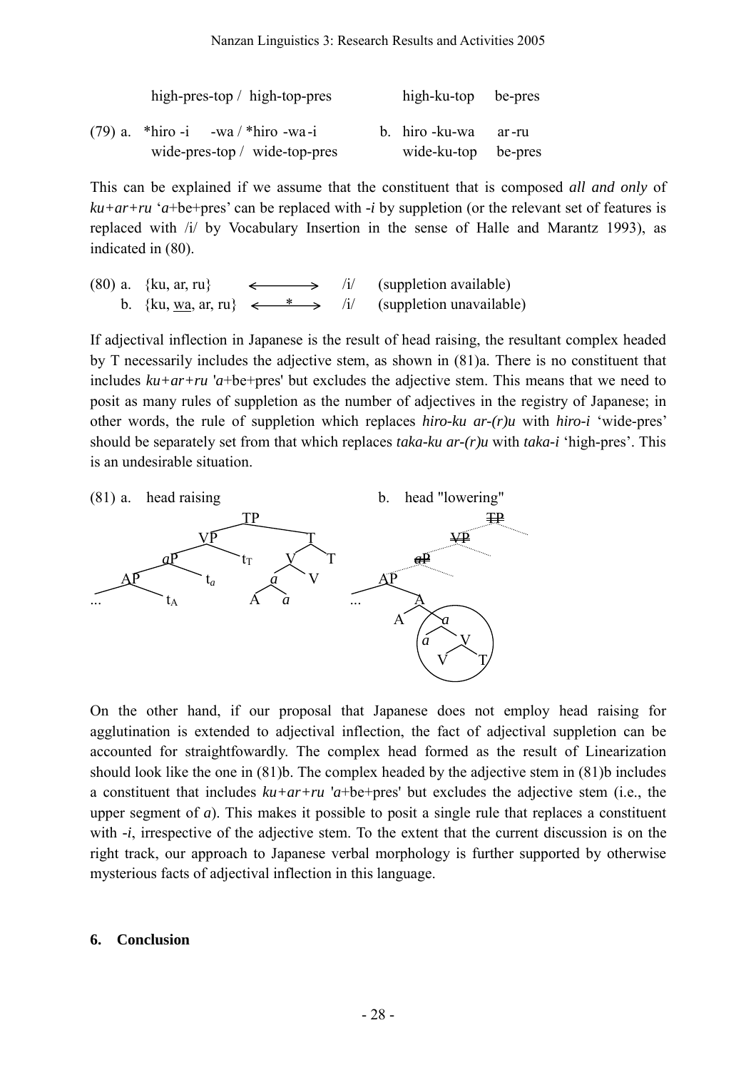high-pres-top / high-top-pres        high-ku-top    be-pres

(79) a. *hiro -i  -wa / *hiro -wa -i        b. hiro -ku-wa    ar -ru
         wide-pres-top / wide-top-pres            wide-ku-top    be-pres

This can be explained if we assume that the constituent that is composed *all and only* of *ku+ar+ru* '*a*+be+pres' can be replaced with *-i* by suppletion (or the relevant set of features is replaced with /i/ by Vocabulary Insertion in the sense of Halle and Marantz 1993), as indicated in (80).

(80) a. {ku, ar, ru}   ←——→   /i/   (suppletion available)
     b. {ku, wa, ar, ru}   ←—*—→   /i/   (suppletion unavailable)

If adjectival inflection in Japanese is the result of head raising, the resultant complex headed by T necessarily includes the adjective stem, as shown in (81)a. There is no constituent that includes *ku+ar+ru* '*a*+be+pres' but excludes the adjective stem. This means that we need to posit as many rules of suppletion as the number of adjectives in the registry of Japanese; in other words, the rule of suppletion which replaces *hiro-ku ar-(r)u* with *hiro-i* 'wide-pres' should be separately set from that which replaces *taka-ku ar-(r)u* with *taka-i* 'high-pres'. This is an undesirable situation.

(81) a. head raising                b. head "lowering"

On the other hand, if our proposal that Japanese does not employ head raising for agglutination is extended to adjectival inflection, the fact of adjectival suppletion can be accounted for straightfowardly. The complex head formed as the result of Linearization should look like the one in (81)b. The complex headed by the adjective stem in (81)b includes a constituent that includes *ku+ar+ru* '*a*+be+pres' but excludes the adjective stem (i.e., the upper segment of *a*). This makes it possible to posit a single rule that replaces a constituent with *-i*, irrespective of the adjective stem. To the extent that the current discussion is on the right track, our approach to Japanese verbal morphology is further supported by otherwise mysterious facts of adjectival inflection in this language.

## 6. Conclusion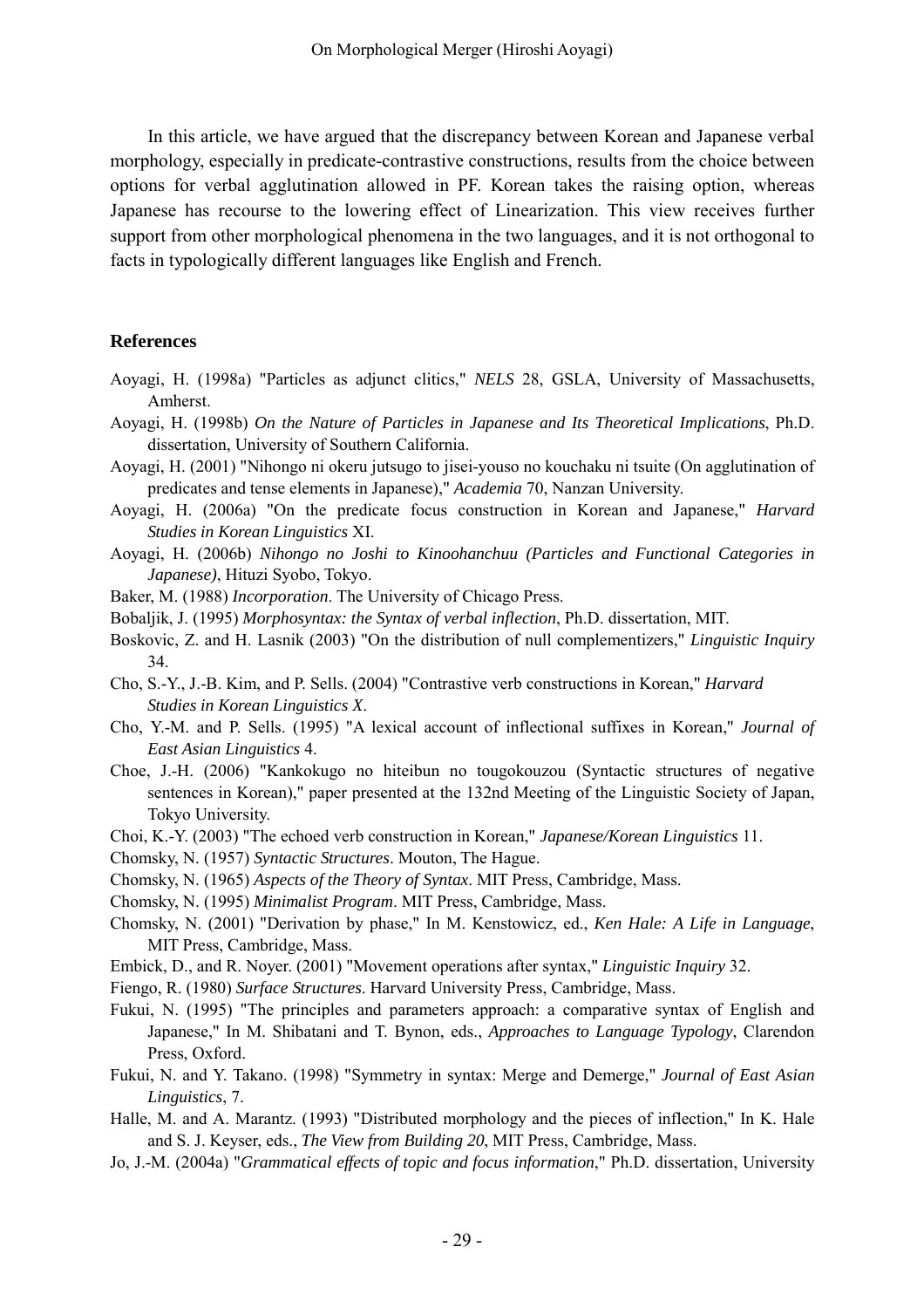In this article, we have argued that the discrepancy between Korean and Japanese verbal morphology, especially in predicate-contrastive constructions, results from the choice between options for verbal agglutination allowed in PF. Korean takes the raising option, whereas Japanese has recourse to the lowering effect of Linearization. This view receives further support from other morphological phenomena in the two languages, and it is not orthogonal to facts in typologically different languages like English and French.

## References

Aoyagi, H. (1998a) "Particles as adjunct clitics," *NELS* 28, GSLA, University of Massachusetts, Amherst.

Aoyagi, H. (1998b) *On the Nature of Particles in Japanese and Its Theoretical Implications*, Ph.D. dissertation, University of Southern California.

Aoyagi, H. (2001) "Nihongo ni okeru jutsugo to jisei-youso no kouchaku ni tsuite (On agglutination of predicates and tense elements in Japanese)," *Academia* 70, Nanzan University.

Aoyagi, H. (2006a) "On the predicate focus construction in Korean and Japanese," *Harvard Studies in Korean Linguistics* XI.

Aoyagi, H. (2006b) *Nihongo no Joshi to Kinoohanchuu (Particles and Functional Categories in Japanese)*, Hituzi Syobo, Tokyo.

Baker, M. (1988) *Incorporation*. The University of Chicago Press.

Bobaljik, J. (1995) *Morphosyntax: the Syntax of verbal inflection*, Ph.D. dissertation, MIT.

Boskovic, Z. and H. Lasnik (2003) "On the distribution of null complementizers," *Linguistic Inquiry* 34.

Cho, S.-Y., J.-B. Kim, and P. Sells. (2004) "Contrastive verb constructions in Korean," *Harvard Studies in Korean Linguistics X*.

Cho, Y.-M. and P. Sells. (1995) "A lexical account of inflectional suffixes in Korean," *Journal of East Asian Linguistics* 4.

Choe, J.-H. (2006) "Kankokugo no hiteibun no tougokouzou (Syntactic structures of negative sentences in Korean)," paper presented at the 132nd Meeting of the Linguistic Society of Japan, Tokyo University.

Choi, K.-Y. (2003) "The echoed verb construction in Korean," *Japanese/Korean Linguistics* 11.

Chomsky, N. (1957) *Syntactic Structures*. Mouton, The Hague.

Chomsky, N. (1965) *Aspects of the Theory of Syntax*. MIT Press, Cambridge, Mass.

Chomsky, N. (1995) *Minimalist Program*. MIT Press, Cambridge, Mass.

Chomsky, N. (2001) "Derivation by phase," In M. Kenstowicz, ed., *Ken Hale: A Life in Language*, MIT Press, Cambridge, Mass.

Embick, D., and R. Noyer. (2001) "Movement operations after syntax," *Linguistic Inquiry* 32.

Fiengo, R. (1980) *Surface Structures*. Harvard University Press, Cambridge, Mass.

Fukui, N. (1995) "The principles and parameters approach: a comparative syntax of English and Japanese," In M. Shibatani and T. Bynon, eds., *Approaches to Language Typology*, Clarendon Press, Oxford.

Fukui, N. and Y. Takano. (1998) "Symmetry in syntax: Merge and Demerge," *Journal of East Asian Linguistics*, 7.

Halle, M. and A. Marantz. (1993) "Distributed morphology and the pieces of inflection," In K. Hale and S. J. Keyser, eds., *The View from Building 20*, MIT Press, Cambridge, Mass.

Jo, J.-M. (2004a) "*Grammatical effects of topic and focus information*," Ph.D. dissertation, University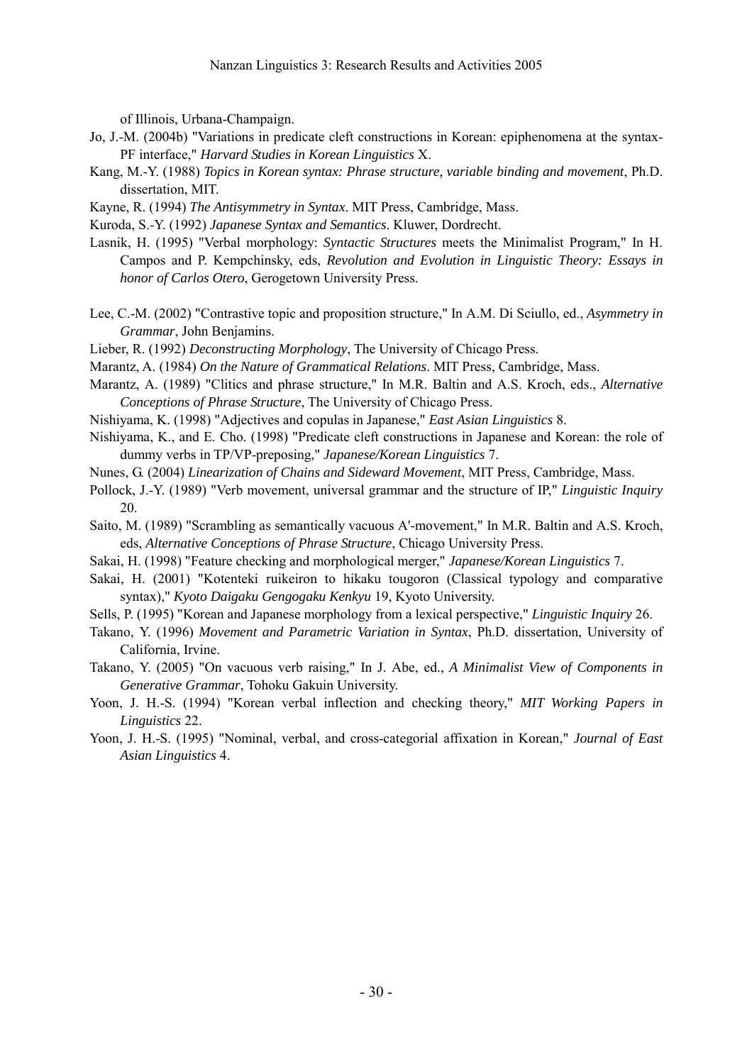of Illinois, Urbana-Champaign.

Jo, J.-M. (2004b) "Variations in predicate cleft constructions in Korean: epiphenomena at the syntax-PF interface," *Harvard Studies in Korean Linguistics* X.

Kang, M.-Y. (1988) *Topics in Korean syntax: Phrase structure, variable binding and movement*, Ph.D. dissertation, MIT.

Kayne, R. (1994) *The Antisymmetry in Syntax*. MIT Press, Cambridge, Mass.

Kuroda, S.-Y. (1992) *Japanese Syntax and Semantics*. Kluwer, Dordrecht.

Lasnik, H. (1995) "Verbal morphology: *Syntactic Structures* meets the Minimalist Program," In H. Campos and P. Kempchinsky, eds, *Revolution and Evolution in Linguistic Theory: Essays in honor of Carlos Otero*, Gerogetown University Press.

Lee, C.-M. (2002) "Contrastive topic and proposition structure," In A.M. Di Sciullo, ed., *Asymmetry in Grammar*, John Benjamins.

Lieber, R. (1992) *Deconstructing Morphology*, The University of Chicago Press.

Marantz, A. (1984) *On the Nature of Grammatical Relations*. MIT Press, Cambridge, Mass.

Marantz, A. (1989) "Clitics and phrase structure," In M.R. Baltin and A.S. Kroch, eds., *Alternative Conceptions of Phrase Structure*, The University of Chicago Press.

Nishiyama, K. (1998) "Adjectives and copulas in Japanese," *East Asian Linguistics* 8.

Nishiyama, K., and E. Cho. (1998) "Predicate cleft constructions in Japanese and Korean: the role of dummy verbs in TP/VP-preposing," *Japanese/Korean Linguistics* 7.

Nunes, G. (2004) *Linearization of Chains and Sideward Movement*, MIT Press, Cambridge, Mass.

Pollock, J.-Y. (1989) "Verb movement, universal grammar and the structure of IP," *Linguistic Inquiry* 20.

Saito, M. (1989) "Scrambling as semantically vacuous A'-movement," In M.R. Baltin and A.S. Kroch, eds, *Alternative Conceptions of Phrase Structure*, Chicago University Press.

Sakai, H. (1998) "Feature checking and morphological merger," *Japanese/Korean Linguistics* 7.

Sakai, H. (2001) "Kotenteki ruikeiron to hikaku tougoron (Classical typology and comparative syntax)," *Kyoto Daigaku Gengogaku Kenkyu* 19, Kyoto University.

Sells, P. (1995) "Korean and Japanese morphology from a lexical perspective," *Linguistic Inquiry* 26.

Takano, Y. (1996) *Movement and Parametric Variation in Syntax*, Ph.D. dissertation, University of California, Irvine.

Takano, Y. (2005) "On vacuous verb raising," In J. Abe, ed., *A Minimalist View of Components in Generative Grammar*, Tohoku Gakuin University.

Yoon, J. H.-S. (1994) "Korean verbal inflection and checking theory," *MIT Working Papers in Linguistics* 22.

Yoon, J. H.-S. (1995) "Nominal, verbal, and cross-categorial affixation in Korean," *Journal of East Asian Linguistics* 4.